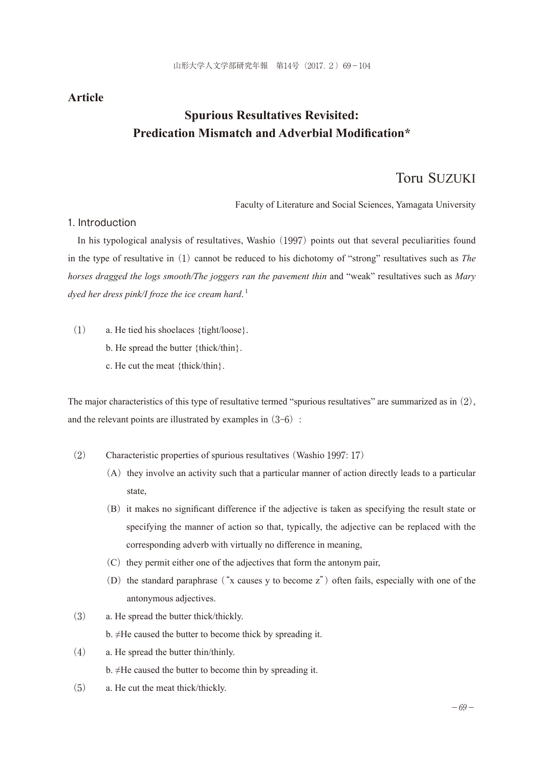**Article**

# Spurious Resultatives Revisited: Predication Mismatch and Adverbial Modification*

## Toru SUZUKI

Faculty of Literature and Social Sciences, Yamagata University

## 1. Introduction

In his typological analysis of resultatives, Washio (1997) points out that several peculiarities found in the type of resultative in (1) cannot be reduced to his dichotomy of "strong" resultatives such as *The horses dragged the logs smooth/The joggers ran the pavement thin* and "weak" resultatives such as *Mary dyed her dress pink/I froze the ice cream hard*.[1]

(1) a. He tied his shoelaces {tight/loose}.
  b. He spread the butter {thick/thin}.
  c. He cut the meat {thick/thin}.

The major characteristics of this type of resultative termed "spurious resultatives" are summarized as in (2), and the relevant points are illustrated by examples in (3-6):

(2) Characteristic properties of spurious resultatives (Washio 1997: 17)
  (A) they involve an activity such that a particular manner of action directly leads to a particular state,
  (B) it makes no significant difference if the adjective is taken as specifying the result state or specifying the manner of action so that, typically, the adjective can be replaced with the corresponding adverb with virtually no difference in meaning,
  (C) they permit either one of the adjectives that form the antonym pair,
  (D) the standard paraphrase ("x causes y to become z") often fails, especially with one of the antonymous adjectives.

(3) a. He spread the butter thick/thickly.
  b. ≠He caused the butter to become thick by spreading it.

(4) a. He spread the butter thin/thinly.
  b. ≠He caused the butter to become thin by spreading it.

(5) a. He cut the meat thick/thickly.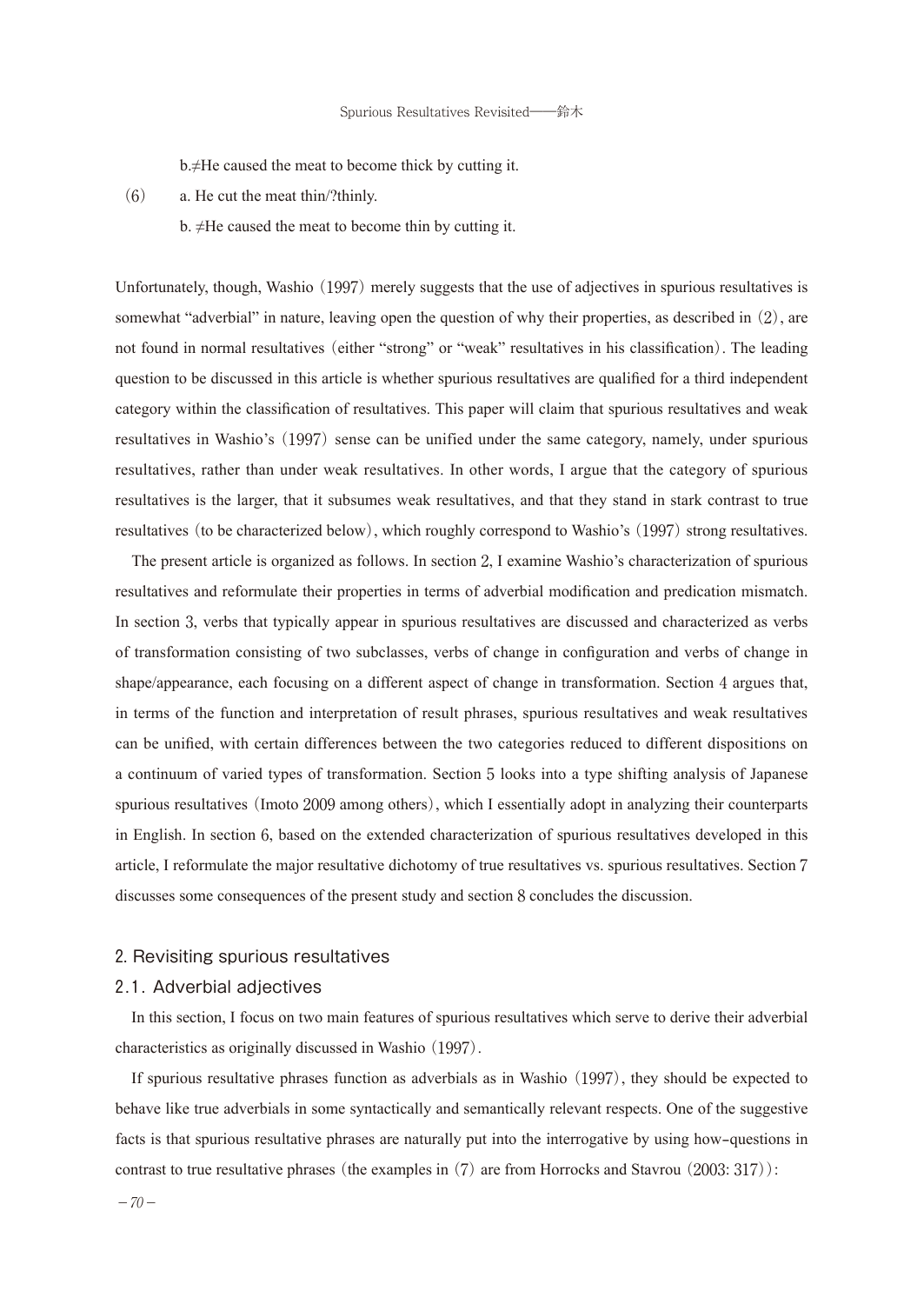b. ≠He caused the meat to become thick by cutting it.

(6) a. He cut the meat thin/?thinly.

b. ≠He caused the meat to become thin by cutting it.

Unfortunately, though, Washio (1997) merely suggests that the use of adjectives in spurious resultatives is somewhat "adverbial" in nature, leaving open the question of why their properties, as described in (2), are not found in normal resultatives (either "strong" or "weak" resultatives in his classification). The leading question to be discussed in this article is whether spurious resultatives are qualified for a third independent category within the classification of resultatives. This paper will claim that spurious resultatives and weak resultatives in Washio's (1997) sense can be unified under the same category, namely, under spurious resultatives, rather than under weak resultatives. In other words, I argue that the category of spurious resultatives is the larger, that it subsumes weak resultatives, and that they stand in stark contrast to true resultatives (to be characterized below), which roughly correspond to Washio's (1997) strong resultatives.

The present article is organized as follows. In section 2, I examine Washio's characterization of spurious resultatives and reformulate their properties in terms of adverbial modification and predication mismatch. In section 3, verbs that typically appear in spurious resultatives are discussed and characterized as verbs of transformation consisting of two subclasses, verbs of change in configuration and verbs of change in shape/appearance, each focusing on a different aspect of change in transformation. Section 4 argues that, in terms of the function and interpretation of result phrases, spurious resultatives and weak resultatives can be unified, with certain differences between the two categories reduced to different dispositions on a continuum of varied types of transformation. Section 5 looks into a type shifting analysis of Japanese spurious resultatives (Imoto 2009 among others), which I essentially adopt in analyzing their counterparts in English. In section 6, based on the extended characterization of spurious resultatives developed in this article, I reformulate the major resultative dichotomy of true resultatives vs. spurious resultatives. Section 7 discusses some consequences of the present study and section 8 concludes the discussion.

## 2. Revisiting spurious resultatives

### 2.1. Adverbial adjectives

In this section, I focus on two main features of spurious resultatives which serve to derive their adverbial characteristics as originally discussed in Washio (1997).

If spurious resultative phrases function as adverbials as in Washio (1997), they should be expected to behave like true adverbials in some syntactically and semantically relevant respects. One of the suggestive facts is that spurious resultative phrases are naturally put into the interrogative by using how-questions in contrast to true resultative phrases (the examples in (7) are from Horrocks and Stavrou (2003: 317)):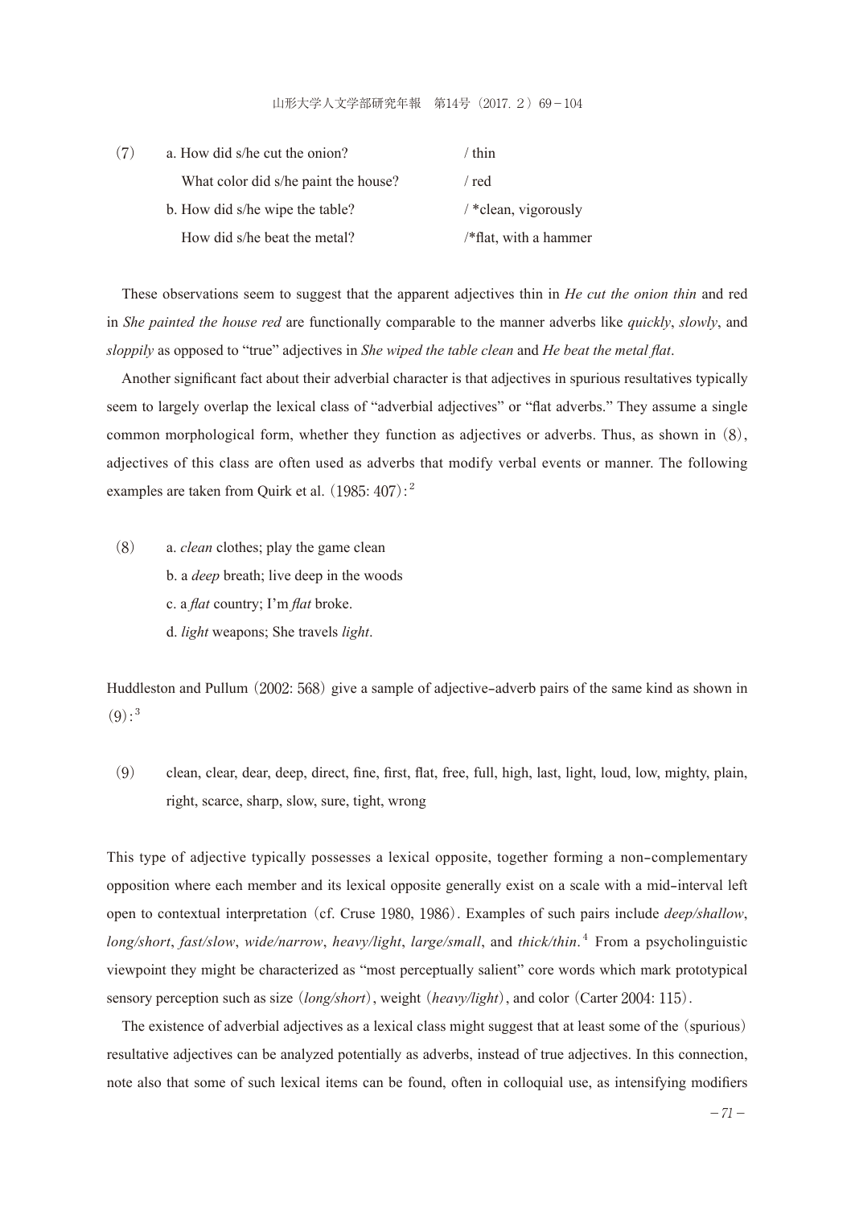(7) a. How did s/he cut the onion? / thin

What color did s/he paint the house? / red

b. How did s/he wipe the table? / *clean, vigorously

How did s/he beat the metal? /*flat, with a hammer

These observations seem to suggest that the apparent adjectives thin in *He cut the onion thin* and red in *She painted the house red* are functionally comparable to the manner adverbs like *quickly*, *slowly*, and *sloppily* as opposed to "true" adjectives in *She wiped the table clean* and *He beat the metal flat*.

Another significant fact about their adverbial character is that adjectives in spurious resultatives typically seem to largely overlap the lexical class of "adverbial adjectives" or "flat adverbs." They assume a single common morphological form, whether they function as adjectives or adverbs. Thus, as shown in (8), adjectives of this class are often used as adverbs that modify verbal events or manner. The following examples are taken from Quirk et al. (1985: 407):[2]

(8) a. *clean* clothes; play the game clean

b. a *deep* breath; live deep in the woods

c. a *flat* country; I'm *flat* broke.

d. *light* weapons; She travels *light*.

Huddleston and Pullum (2002: 568) give a sample of adjective-adverb pairs of the same kind as shown in (9):[3]

(9) clean, clear, dear, deep, direct, fine, first, flat, free, full, high, last, light, loud, low, mighty, plain, right, scarce, sharp, slow, sure, tight, wrong

This type of adjective typically possesses a lexical opposite, together forming a non-complementary opposition where each member and its lexical opposite generally exist on a scale with a mid-interval left open to contextual interpretation (cf. Cruse 1980, 1986). Examples of such pairs include *deep/shallow*, *long/short*, *fast/slow*, *wide/narrow*, *heavy/light*, *large/small*, and *thick/thin*.[4] From a psycholinguistic viewpoint they might be characterized as "most perceptually salient" core words which mark prototypical sensory perception such as size (*long/short*), weight (*heavy/light*), and color (Carter 2004: 115).

The existence of adverbial adjectives as a lexical class might suggest that at least some of the (spurious) resultative adjectives can be analyzed potentially as adverbs, instead of true adjectives. In this connection, note also that some of such lexical items can be found, often in colloquial use, as intensifying modifiers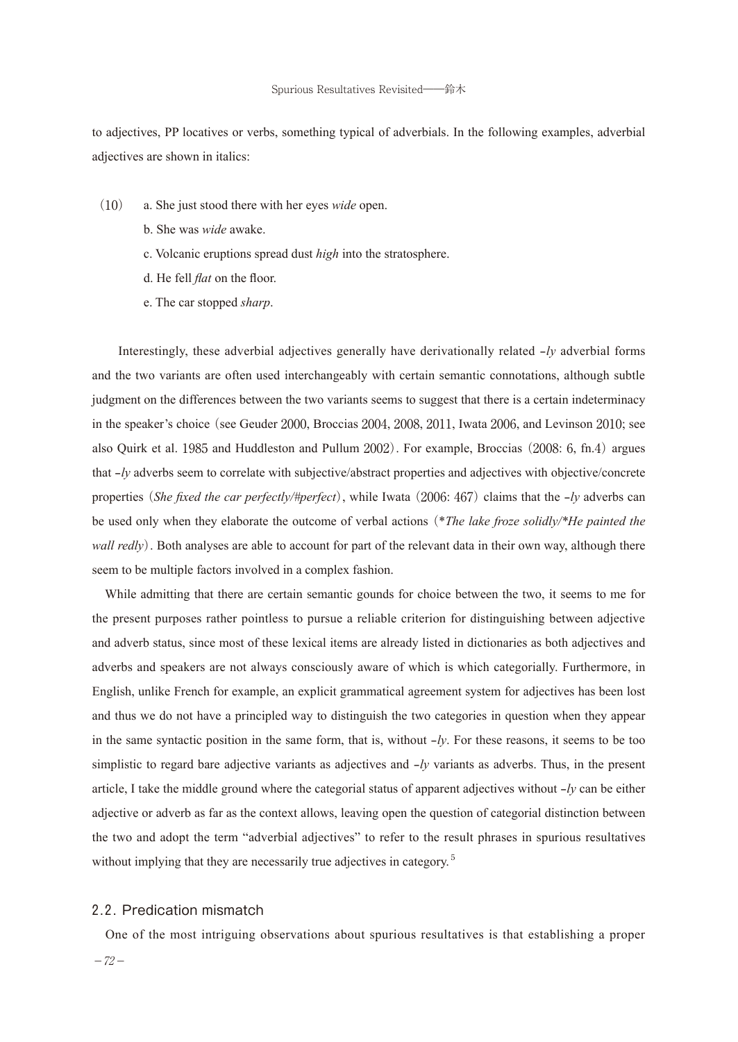to adjectives, PP locatives or verbs, something typical of adverbials. In the following examples, adverbial adjectives are shown in italics:

(10) a. She just stood there with her eyes *wide* open.
 b. She was *wide* awake.
 c. Volcanic eruptions spread dust *high* into the stratosphere.
 d. He fell *flat* on the floor.
 e. The car stopped *sharp*.

Interestingly, these adverbial adjectives generally have derivationally related *-ly* adverbial forms and the two variants are often used interchangeably with certain semantic connotations, although subtle judgment on the differences between the two variants seems to suggest that there is a certain indeterminacy in the speaker's choice (see Geuder 2000, Broccias 2004, 2008, 2011, Iwata 2006, and Levinson 2010; see also Quirk et al. 1985 and Huddleston and Pullum 2002). For example, Broccias (2008: 6, fn.4) argues that *-ly* adverbs seem to correlate with subjective/abstract properties and adjectives with objective/concrete properties (*She fixed the car perfectly/#perfect*), while Iwata (2006: 467) claims that the *-ly* adverbs can be used only when they elaborate the outcome of verbal actions (*\*The lake froze solidly/\*He painted the wall redly*). Both analyses are able to account for part of the relevant data in their own way, although there seem to be multiple factors involved in a complex fashion.

While admitting that there are certain semantic gounds for choice between the two, it seems to me for the present purposes rather pointless to pursue a reliable criterion for distinguishing between adjective and adverb status, since most of these lexical items are already listed in dictionaries as both adjectives and adverbs and speakers are not always consciously aware of which is which categorially. Furthermore, in English, unlike French for example, an explicit grammatical agreement system for adjectives has been lost and thus we do not have a principled way to distinguish the two categories in question when they appear in the same syntactic position in the same form, that is, without *-ly*. For these reasons, it seems to be too simplistic to regard bare adjective variants as adjectives and *-ly* variants as adverbs. Thus, in the present article, I take the middle ground where the categorial status of apparent adjectives without *-ly* can be either adjective or adverb as far as the context allows, leaving open the question of categorial distinction between the two and adopt the term "adverbial adjectives" to refer to the result phrases in spurious resultatives without implying that they are necessarily true adjectives in category.[5]

## 2.2. Predication mismatch

One of the most intriguing observations about spurious resultatives is that establishing a proper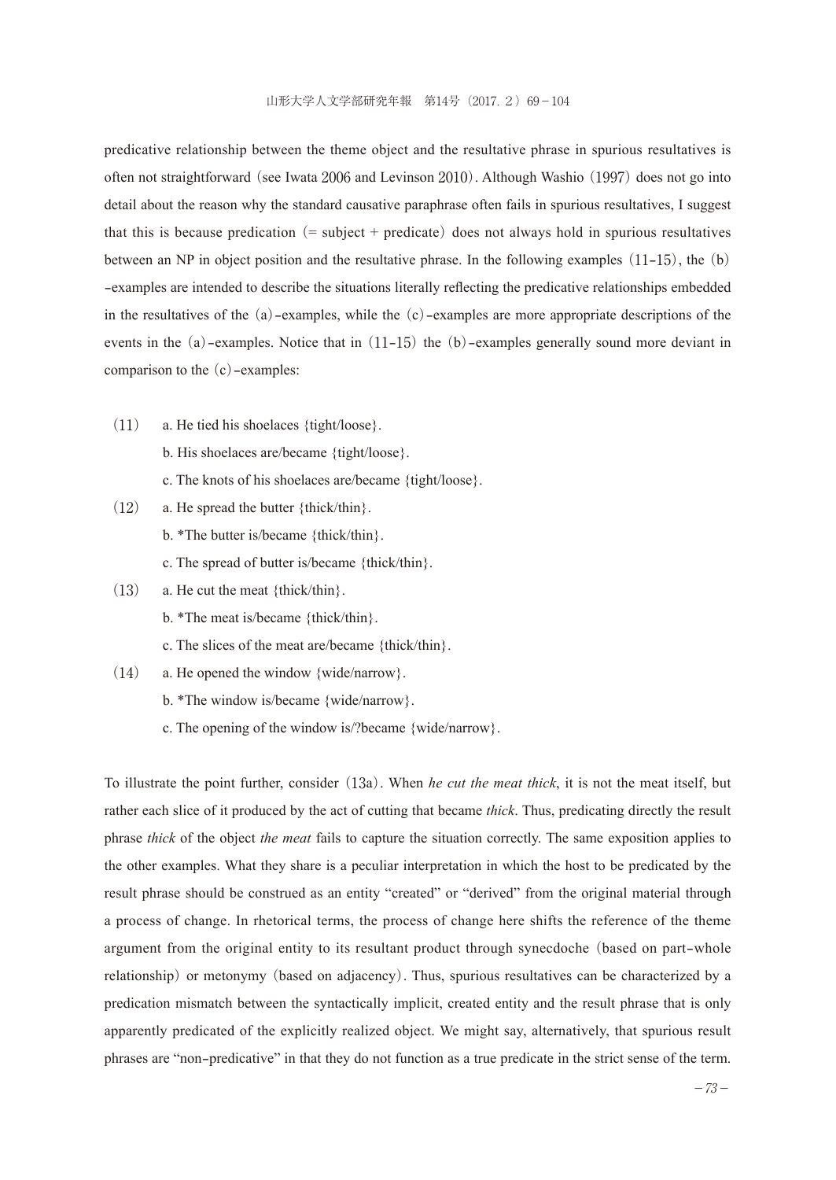predicative relationship between the theme object and the resultative phrase in spurious resultatives is often not straightforward (see Iwata 2006 and Levinson 2010). Although Washio (1997) does not go into detail about the reason why the standard causative paraphrase often fails in spurious resultatives, I suggest that this is because predication (= subject + predicate) does not always hold in spurious resultatives between an NP in object position and the resultative phrase. In the following examples (11-15), the (b)-examples are intended to describe the situations literally reflecting the predicative relationships embedded in the resultatives of the (a)-examples, while the (c)-examples are more appropriate descriptions of the events in the (a)-examples. Notice that in (11-15) the (b)-examples generally sound more deviant in comparison to the (c)-examples:

(11) a. He tied his shoelaces {tight/loose}.
b. His shoelaces are/became {tight/loose}.
c. The knots of his shoelaces are/became {tight/loose}.

(12) a. He spread the butter {thick/thin}.
b. *The butter is/became {thick/thin}.
c. The spread of butter is/became {thick/thin}.

(13) a. He cut the meat {thick/thin}.
b. *The meat is/became {thick/thin}.
c. The slices of the meat are/became {thick/thin}.

(14) a. He opened the window {wide/narrow}.
b. *The window is/became {wide/narrow}.
c. The opening of the window is/?became {wide/narrow}.

To illustrate the point further, consider (13a). When *he cut the meat thick*, it is not the meat itself, but rather each slice of it produced by the act of cutting that became *thick*. Thus, predicating directly the result phrase *thick* of the object *the meat* fails to capture the situation correctly. The same exposition applies to the other examples. What they share is a peculiar interpretation in which the host to be predicated by the result phrase should be construed as an entity "created" or "derived" from the original material through a process of change. In rhetorical terms, the process of change here shifts the reference of the theme argument from the original entity to its resultant product through synecdoche (based on part-whole relationship) or metonymy (based on adjacency). Thus, spurious resultatives can be characterized by a predication mismatch between the syntactically implicit, created entity and the result phrase that is only apparently predicated of the explicitly realized object. We might say, alternatively, that spurious result phrases are "non-predicative" in that they do not function as a true predicate in the strict sense of the term.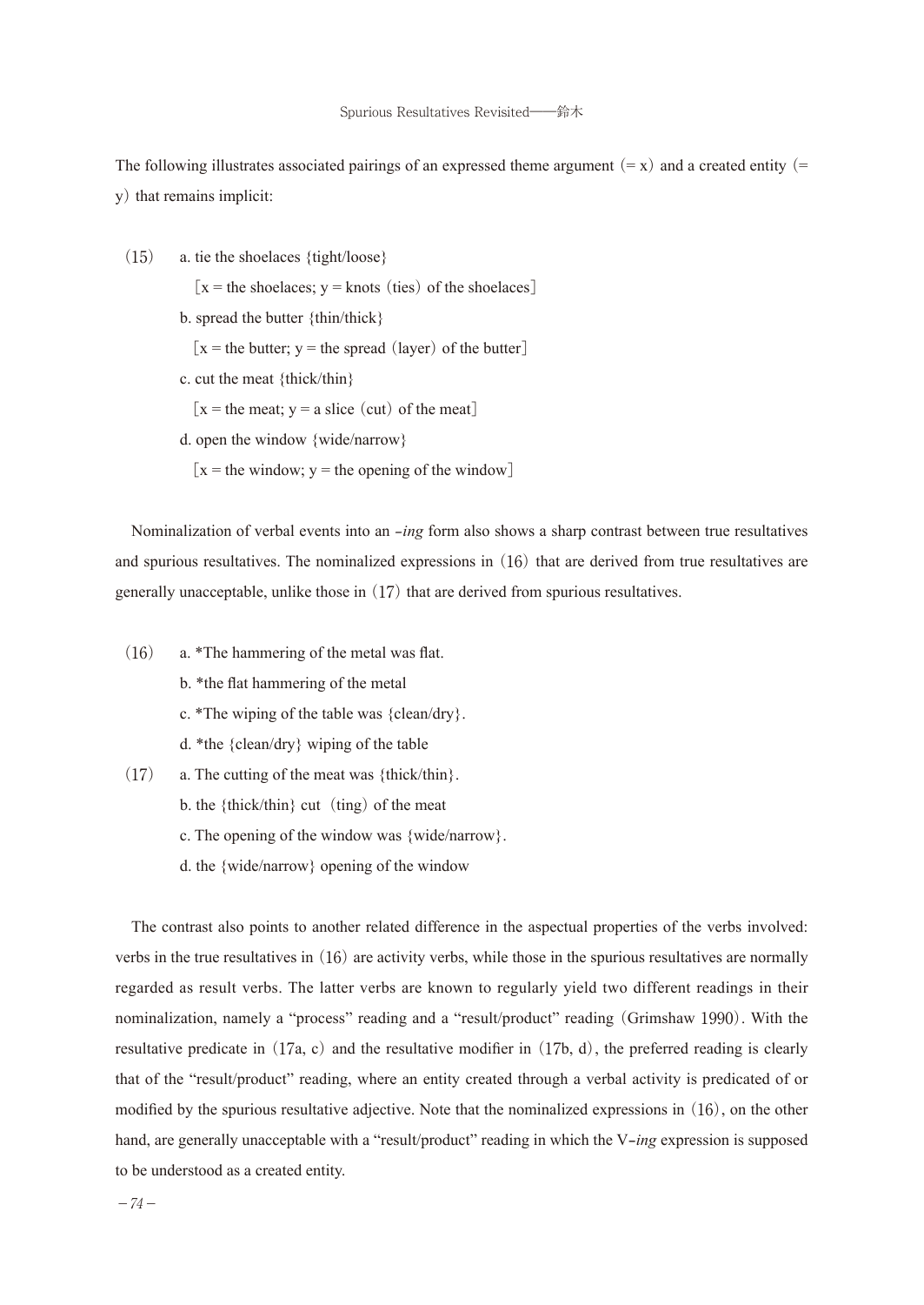The following illustrates associated pairings of an expressed theme argument (= x) and a created entity (= y) that remains implicit:

(15) a. tie the shoelaces {tight/loose}
 [x = the shoelaces; y = knots (ties) of the shoelaces]
 b. spread the butter {thin/thick}
 [x = the butter; y = the spread (layer) of the butter]
 c. cut the meat {thick/thin}
 [x = the meat; y = a slice (cut) of the meat]
 d. open the window {wide/narrow}
 [x = the window; y = the opening of the window]

Nominalization of verbal events into an *-ing* form also shows a sharp contrast between true resultatives and spurious resultatives. The nominalized expressions in (16) that are derived from true resultatives are generally unacceptable, unlike those in (17) that are derived from spurious resultatives.

(16) a. *The hammering of the metal was flat.
 b. *the flat hammering of the metal
 c. *The wiping of the table was {clean/dry}.
 d. *the {clean/dry} wiping of the table

(17) a. The cutting of the meat was {thick/thin}.
 b. the {thick/thin} cut (ting) of the meat
 c. The opening of the window was {wide/narrow}.
 d. the {wide/narrow} opening of the window

The contrast also points to another related difference in the aspectual properties of the verbs involved: verbs in the true resultatives in (16) are activity verbs, while those in the spurious resultatives are normally regarded as result verbs. The latter verbs are known to regularly yield two different readings in their nominalization, namely a "process" reading and a "result/product" reading (Grimshaw 1990). With the resultative predicate in (17a, c) and the resultative modifier in (17b, d), the preferred reading is clearly that of the "result/product" reading, where an entity created through a verbal activity is predicated of or modified by the spurious resultative adjective. Note that the nominalized expressions in (16), on the other hand, are generally unacceptable with a "result/product" reading in which the V-*ing* expression is supposed to be understood as a created entity.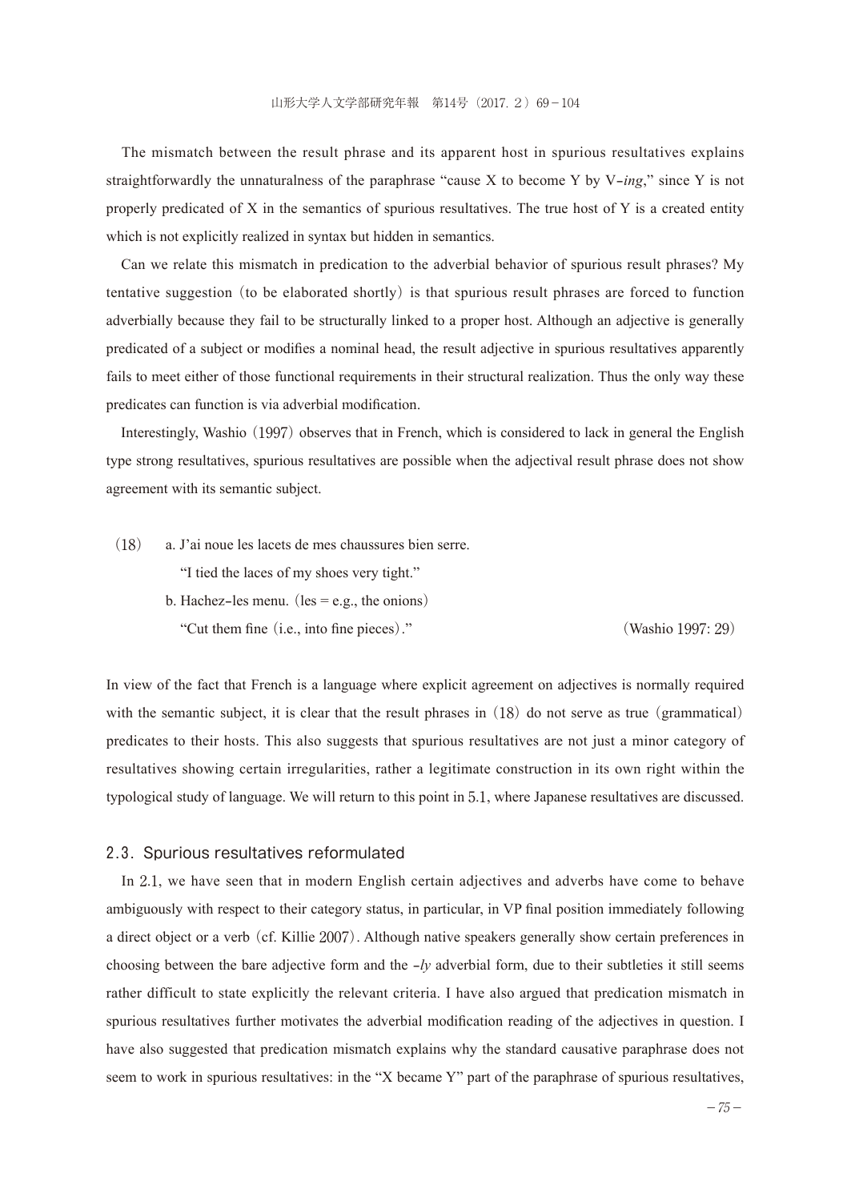The mismatch between the result phrase and its apparent host in spurious resultatives explains straightforwardly the unnaturalness of the paraphrase "cause X to become Y by V-*ing*," since Y is not properly predicated of X in the semantics of spurious resultatives. The true host of Y is a created entity which is not explicitly realized in syntax but hidden in semantics.

Can we relate this mismatch in predication to the adverbial behavior of spurious result phrases? My tentative suggestion (to be elaborated shortly) is that spurious result phrases are forced to function adverbially because they fail to be structurally linked to a proper host. Although an adjective is generally predicated of a subject or modifies a nominal head, the result adjective in spurious resultatives apparently fails to meet either of those functional requirements in their structural realization. Thus the only way these predicates can function is via adverbial modification.

Interestingly, Washio (1997) observes that in French, which is considered to lack in general the English type strong resultatives, spurious resultatives are possible when the adjectival result phrase does not show agreement with its semantic subject.

(18) a. J'ai noue les lacets de mes chaussures bien serre.
"I tied the laces of my shoes very tight."
b. Hachez-les menu. (les = e.g., the onions)
"Cut them fine (i.e., into fine pieces)." (Washio 1997: 29)

In view of the fact that French is a language where explicit agreement on adjectives is normally required with the semantic subject, it is clear that the result phrases in (18) do not serve as true (grammatical) predicates to their hosts. This also suggests that spurious resultatives are not just a minor category of resultatives showing certain irregularities, rather a legitimate construction in its own right within the typological study of language. We will return to this point in 5.1, where Japanese resultatives are discussed.

## 2.3. Spurious resultatives reformulated

In 2.1, we have seen that in modern English certain adjectives and adverbs have come to behave ambiguously with respect to their category status, in particular, in VP final position immediately following a direct object or a verb (cf. Killie 2007). Although native speakers generally show certain preferences in choosing between the bare adjective form and the -*ly* adverbial form, due to their subtleties it still seems rather difficult to state explicitly the relevant criteria. I have also argued that predication mismatch in spurious resultatives further motivates the adverbial modification reading of the adjectives in question. I have also suggested that predication mismatch explains why the standard causative paraphrase does not seem to work in spurious resultatives: in the "X became Y" part of the paraphrase of spurious resultatives,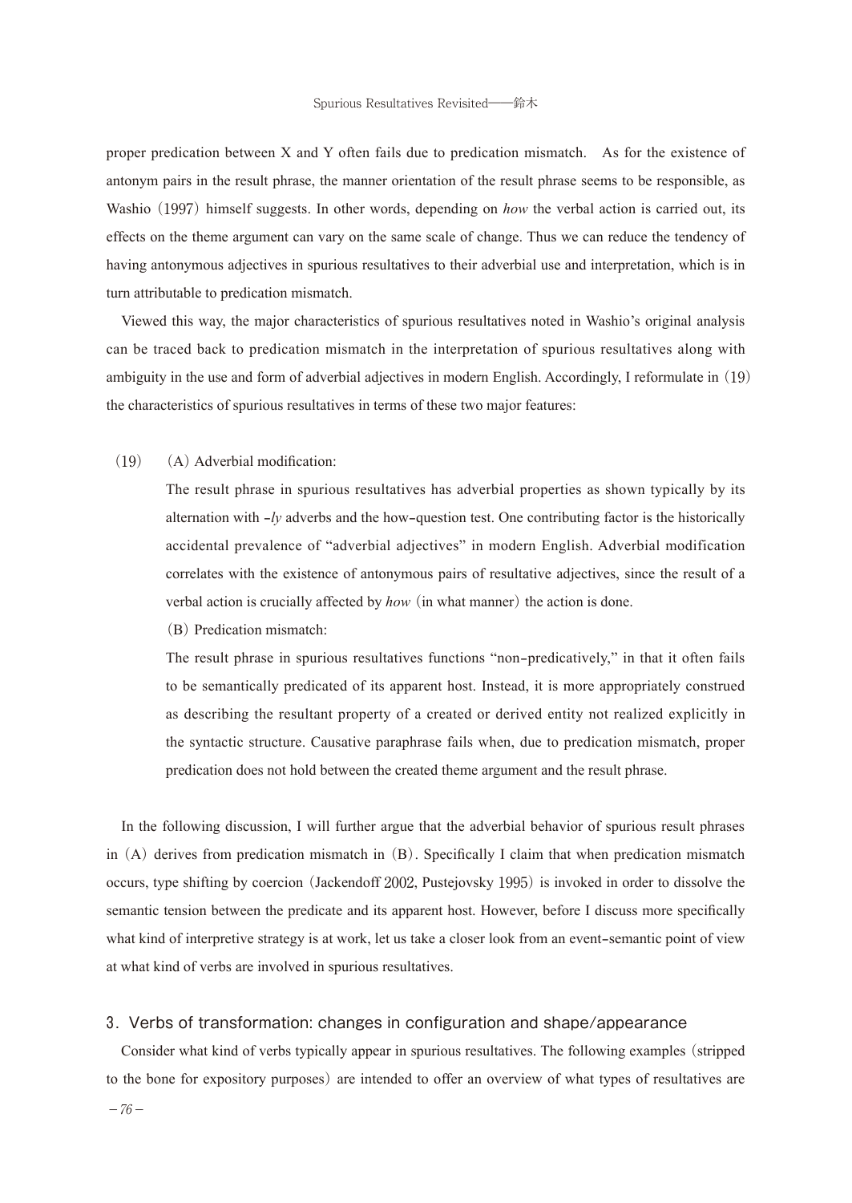proper predication between X and Y often fails due to predication mismatch. As for the existence of antonym pairs in the result phrase, the manner orientation of the result phrase seems to be responsible, as Washio (1997) himself suggests. In other words, depending on *how* the verbal action is carried out, its effects on the theme argument can vary on the same scale of change. Thus we can reduce the tendency of having antonymous adjectives in spurious resultatives to their adverbial use and interpretation, which is in turn attributable to predication mismatch.

Viewed this way, the major characteristics of spurious resultatives noted in Washio's original analysis can be traced back to predication mismatch in the interpretation of spurious resultatives along with ambiguity in the use and form of adverbial adjectives in modern English. Accordingly, I reformulate in (19) the characteristics of spurious resultatives in terms of these two major features:

(19) (A) Adverbial modification:

The result phrase in spurious resultatives has adverbial properties as shown typically by its alternation with *-ly* adverbs and the how-question test. One contributing factor is the historically accidental prevalence of "adverbial adjectives" in modern English. Adverbial modification correlates with the existence of antonymous pairs of resultative adjectives, since the result of a verbal action is crucially affected by *how* (in what manner) the action is done.

(B) Predication mismatch:

The result phrase in spurious resultatives functions "non-predicatively," in that it often fails to be semantically predicated of its apparent host. Instead, it is more appropriately construed as describing the resultant property of a created or derived entity not realized explicitly in the syntactic structure. Causative paraphrase fails when, due to predication mismatch, proper predication does not hold between the created theme argument and the result phrase.

In the following discussion, I will further argue that the adverbial behavior of spurious result phrases in (A) derives from predication mismatch in (B). Specifically I claim that when predication mismatch occurs, type shifting by coercion (Jackendoff 2002, Pustejovsky 1995) is invoked in order to dissolve the semantic tension between the predicate and its apparent host. However, before I discuss more specifically what kind of interpretive strategy is at work, let us take a closer look from an event-semantic point of view at what kind of verbs are involved in spurious resultatives.

## 3. Verbs of transformation: changes in configuration and shape/appearance

Consider what kind of verbs typically appear in spurious resultatives. The following examples (stripped to the bone for expository purposes) are intended to offer an overview of what types of resultatives are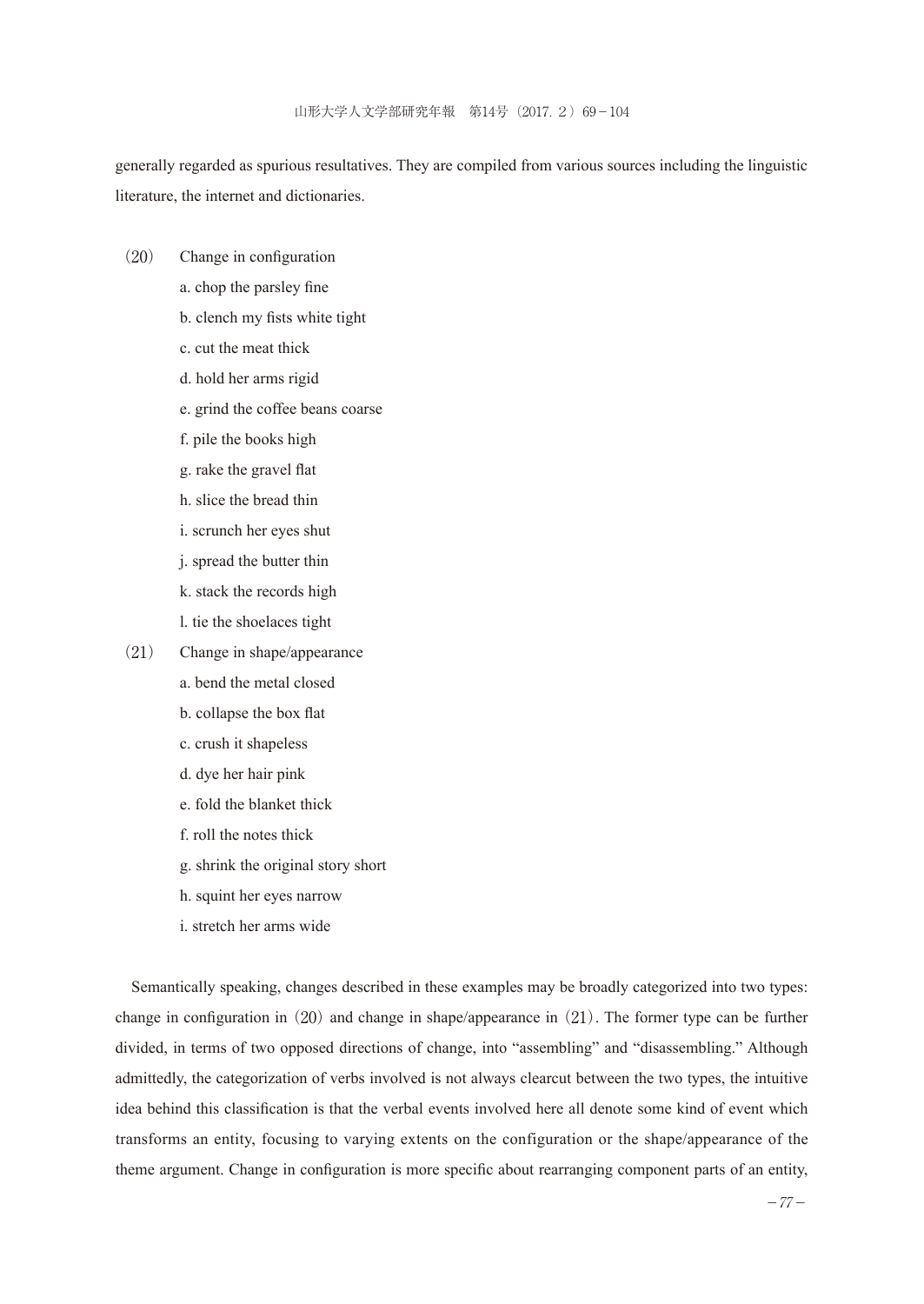generally regarded as spurious resultatives. They are compiled from various sources including the linguistic literature, the internet and dictionaries.

(20) Change in configuration

a. chop the parsley fine

b. clench my fists white tight

c. cut the meat thick

d. hold her arms rigid

e. grind the coffee beans coarse

f. pile the books high

g. rake the gravel flat

h. slice the bread thin

i. scrunch her eyes shut

j. spread the butter thin

k. stack the records high

l. tie the shoelaces tight

(21) Change in shape/appearance

a. bend the metal closed

b. collapse the box flat

c. crush it shapeless

d. dye her hair pink

e. fold the blanket thick

f. roll the notes thick

g. shrink the original story short

h. squint her eyes narrow

i. stretch her arms wide

Semantically speaking, changes described in these examples may be broadly categorized into two types: change in configuration in (20) and change in shape/appearance in (21). The former type can be further divided, in terms of two opposed directions of change, into "assembling" and "disassembling." Although admittedly, the categorization of verbs involved is not always clearcut between the two types, the intuitive idea behind this classification is that the verbal events involved here all denote some kind of event which transforms an entity, focusing to varying extents on the configuration or the shape/appearance of the theme argument. Change in configuration is more specific about rearranging component parts of an entity,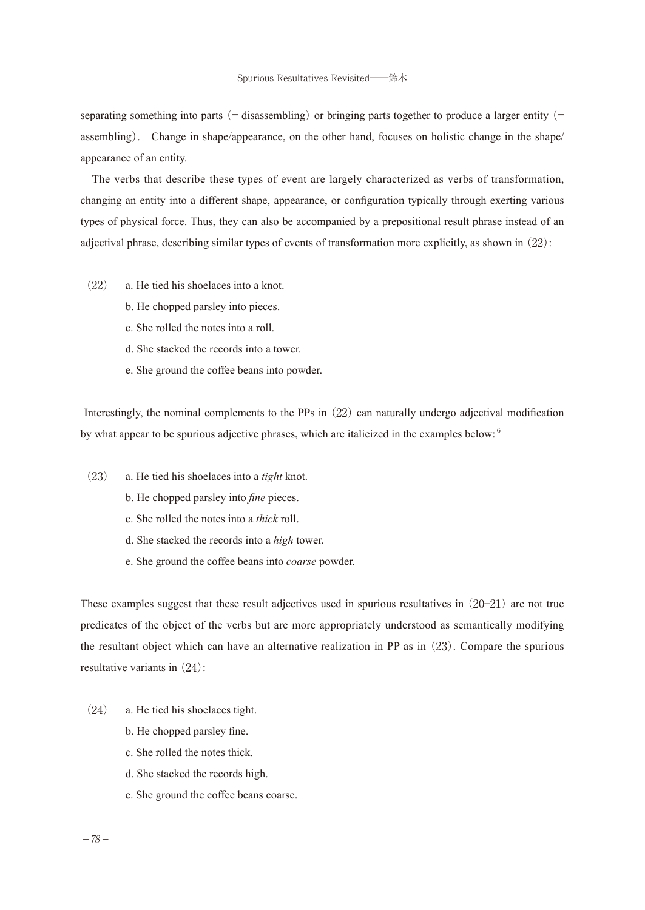separating something into parts (= disassembling) or bringing parts together to produce a larger entity (= assembling). Change in shape/appearance, on the other hand, focuses on holistic change in the shape/appearance of an entity.

The verbs that describe these types of event are largely characterized as verbs of transformation, changing an entity into a different shape, appearance, or configuration typically through exerting various types of physical force. Thus, they can also be accompanied by a prepositional result phrase instead of an adjectival phrase, describing similar types of events of transformation more explicitly, as shown in (22):

(22) a. He tied his shoelaces into a knot.
b. He chopped parsley into pieces.
c. She rolled the notes into a roll.
d. She stacked the records into a tower.
e. She ground the coffee beans into powder.

Interestingly, the nominal complements to the PPs in (22) can naturally undergo adjectival modification by what appear to be spurious adjective phrases, which are italicized in the examples below:[6]

(23) a. He tied his shoelaces into a *tight* knot.
b. He chopped parsley into *fine* pieces.
c. She rolled the notes into a *thick* roll.
d. She stacked the records into a *high* tower.
e. She ground the coffee beans into *coarse* powder.

These examples suggest that these result adjectives used in spurious resultatives in (20–21) are not true predicates of the object of the verbs but are more appropriately understood as semantically modifying the resultant object which can have an alternative realization in PP as in (23). Compare the spurious resultative variants in (24):

(24) a. He tied his shoelaces tight.
b. He chopped parsley fine.
c. She rolled the notes thick.
d. She stacked the records high.
e. She ground the coffee beans coarse.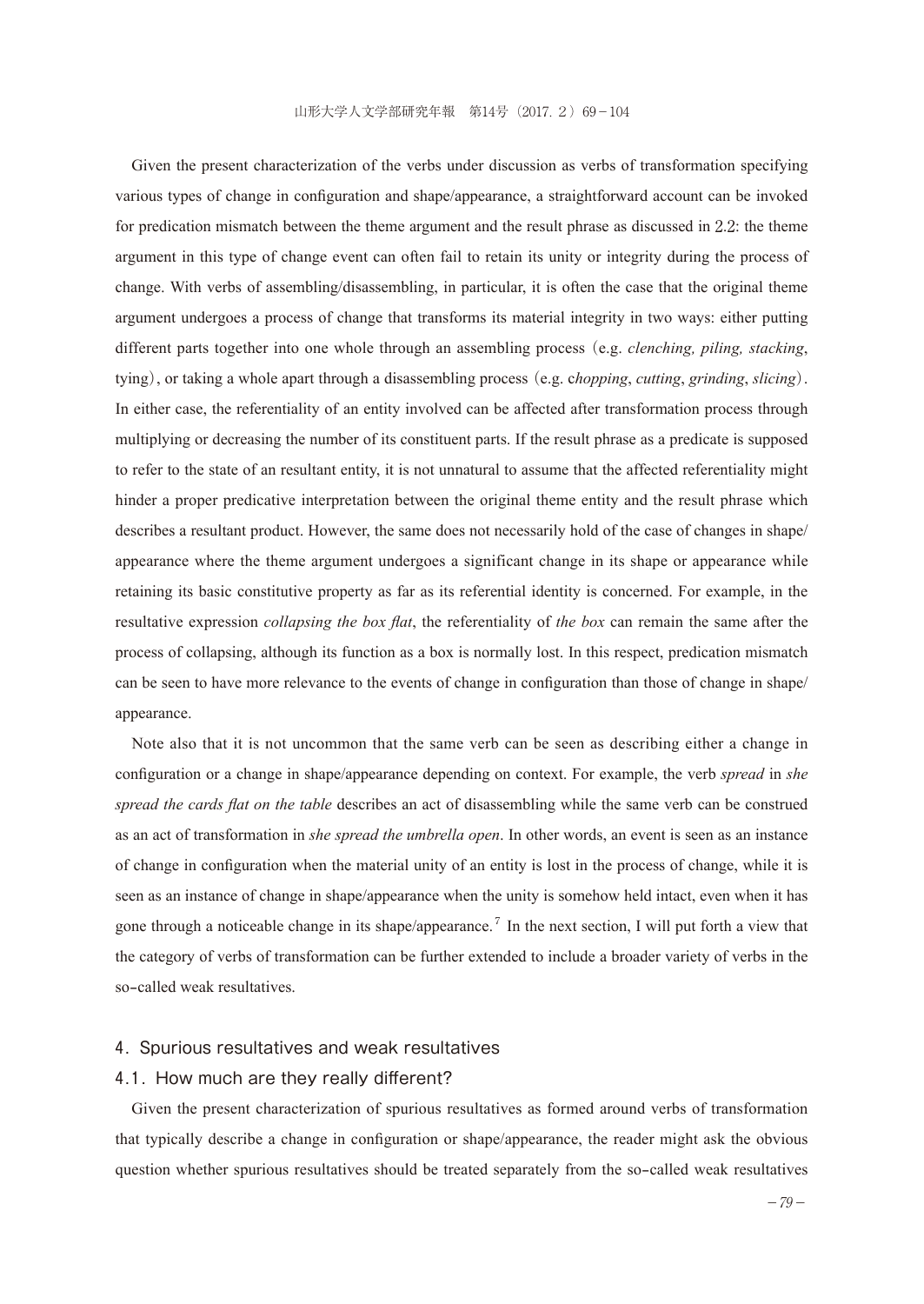Given the present characterization of the verbs under discussion as verbs of transformation specifying various types of change in configuration and shape/appearance, a straightforward account can be invoked for predication mismatch between the theme argument and the result phrase as discussed in 2.2: the theme argument in this type of change event can often fail to retain its unity or integrity during the process of change. With verbs of assembling/disassembling, in particular, it is often the case that the original theme argument undergoes a process of change that transforms its material integrity in two ways: either putting different parts together into one whole through an assembling process (e.g. *clenching, piling, stacking*, tying), or taking a whole apart through a disassembling process (e.g. c*hopping*, *cutting*, *grinding*, *slicing*). In either case, the referentiality of an entity involved can be affected after transformation process through multiplying or decreasing the number of its constituent parts. If the result phrase as a predicate is supposed to refer to the state of an resultant entity, it is not unnatural to assume that the affected referentiality might hinder a proper predicative interpretation between the original theme entity and the result phrase which describes a resultant product. However, the same does not necessarily hold of the case of changes in shape/appearance where the theme argument undergoes a significant change in its shape or appearance while retaining its basic constitutive property as far as its referential identity is concerned. For example, in the resultative expression *collapsing the box flat*, the referentiality of *the box* can remain the same after the process of collapsing, although its function as a box is normally lost. In this respect, predication mismatch can be seen to have more relevance to the events of change in configuration than those of change in shape/appearance.

Note also that it is not uncommon that the same verb can be seen as describing either a change in configuration or a change in shape/appearance depending on context. For example, the verb *spread* in *she spread the cards flat on the table* describes an act of disassembling while the same verb can be construed as an act of transformation in *she spread the umbrella open*. In other words, an event is seen as an instance of change in configuration when the material unity of an entity is lost in the process of change, while it is seen as an instance of change in shape/appearance when the unity is somehow held intact, even when it has gone through a noticeable change in its shape/appearance.[7] In the next section, I will put forth a view that the category of verbs of transformation can be further extended to include a broader variety of verbs in the so-called weak resultatives.

## 4. Spurious resultatives and weak resultatives

### 4.1. How much are they really different?

Given the present characterization of spurious resultatives as formed around verbs of transformation that typically describe a change in configuration or shape/appearance, the reader might ask the obvious question whether spurious resultatives should be treated separately from the so-called weak resultatives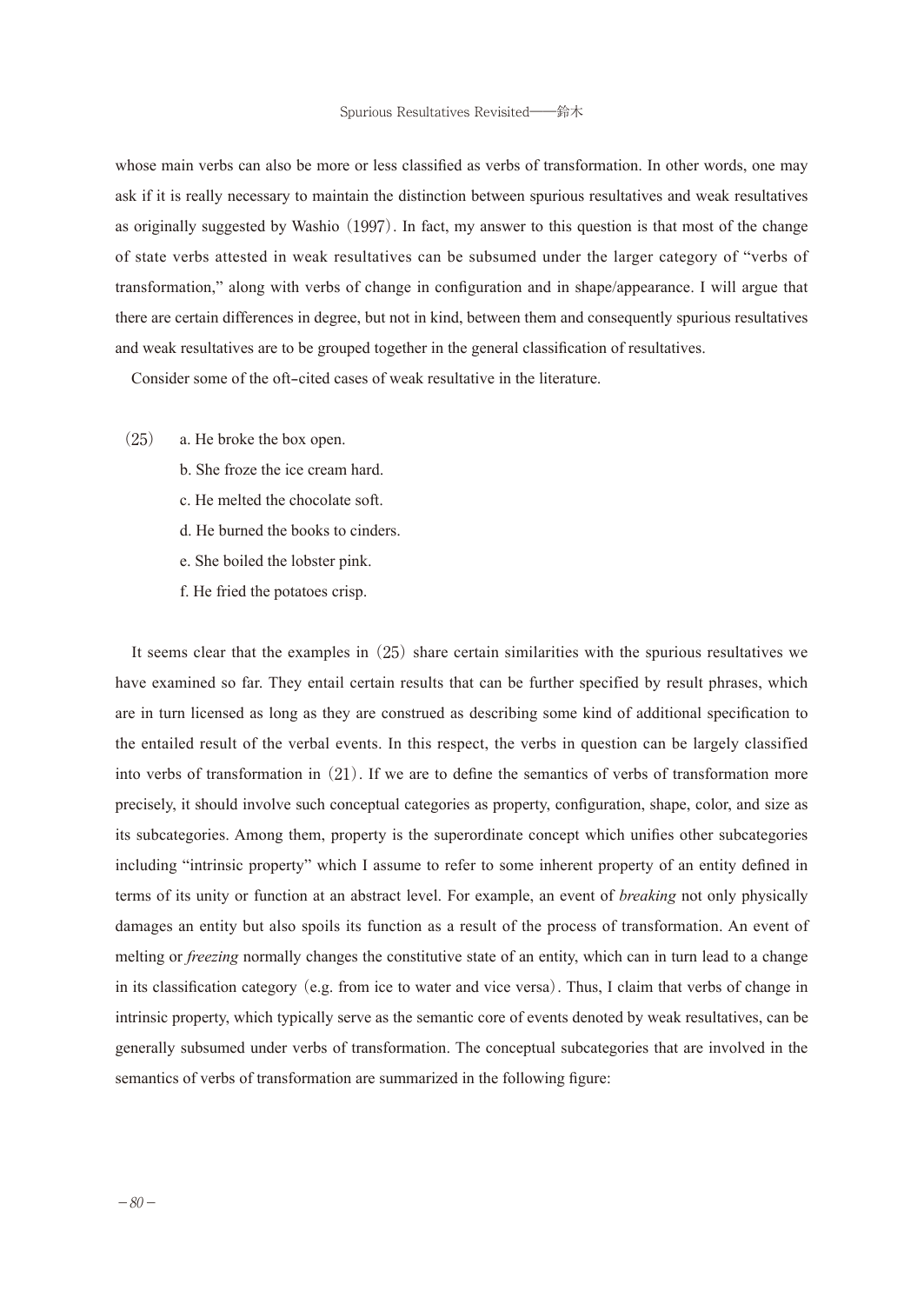whose main verbs can also be more or less classified as verbs of transformation. In other words, one may ask if it is really necessary to maintain the distinction between spurious resultatives and weak resultatives as originally suggested by Washio (1997). In fact, my answer to this question is that most of the change of state verbs attested in weak resultatives can be subsumed under the larger category of "verbs of transformation," along with verbs of change in configuration and in shape/appearance. I will argue that there are certain differences in degree, but not in kind, between them and consequently spurious resultatives and weak resultatives are to be grouped together in the general classification of resultatives.

Consider some of the oft-cited cases of weak resultative in the literature.

(25) a. He broke the box open.
  b. She froze the ice cream hard.
  c. He melted the chocolate soft.
  d. He burned the books to cinders.
  e. She boiled the lobster pink.
  f. He fried the potatoes crisp.

It seems clear that the examples in (25) share certain similarities with the spurious resultatives we have examined so far. They entail certain results that can be further specified by result phrases, which are in turn licensed as long as they are construed as describing some kind of additional specification to the entailed result of the verbal events. In this respect, the verbs in question can be largely classified into verbs of transformation in (21). If we are to define the semantics of verbs of transformation more precisely, it should involve such conceptual categories as property, configuration, shape, color, and size as its subcategories. Among them, property is the superordinate concept which unifies other subcategories including "intrinsic property" which I assume to refer to some inherent property of an entity defined in terms of its unity or function at an abstract level. For example, an event of *breaking* not only physically damages an entity but also spoils its function as a result of the process of transformation. An event of melting or *freezing* normally changes the constitutive state of an entity, which can in turn lead to a change in its classification category (e.g. from ice to water and vice versa). Thus, I claim that verbs of change in intrinsic property, which typically serve as the semantic core of events denoted by weak resultatives, can be generally subsumed under verbs of transformation. The conceptual subcategories that are involved in the semantics of verbs of transformation are summarized in the following figure: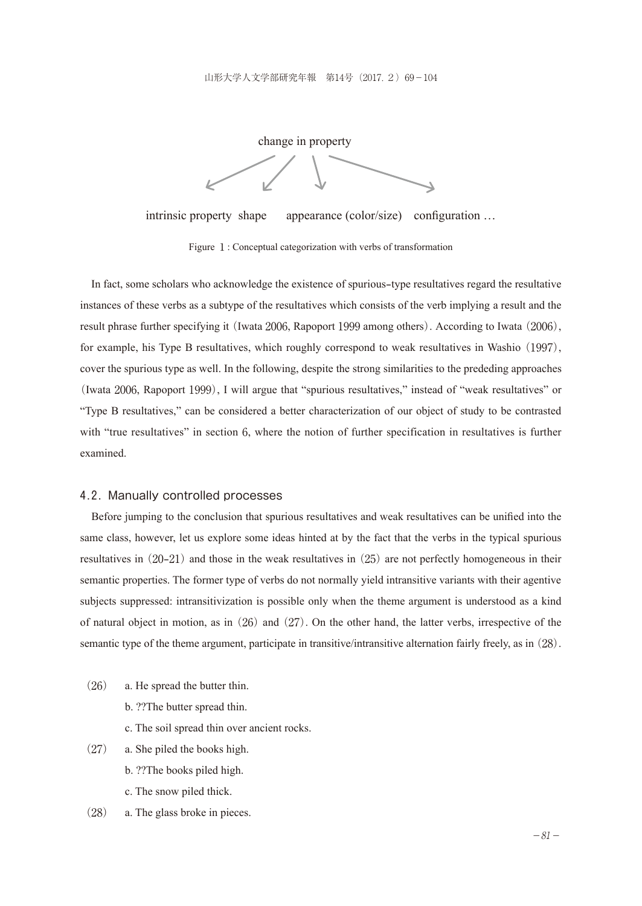change in property

intrinsic property　shape　　appearance (color/size)　configuration …

Figure 1 : Conceptual categorization with verbs of transformation

In fact, some scholars who acknowledge the existence of spurious-type resultatives regard the resultative instances of these verbs as a subtype of the resultatives which consists of the verb implying a result and the result phrase further specifying it (Iwata 2006, Rapoport 1999 among others). According to Iwata (2006), for example, his Type B resultatives, which roughly correspond to weak resultatives in Washio (1997), cover the spurious type as well. In the following, despite the strong similarities to the prededing approaches (Iwata 2006, Rapoport 1999), I will argue that "spurious resultatives," instead of "weak resultatives" or "Type B resultatives," can be considered a better characterization of our object of study to be contrasted with "true resultatives" in section 6, where the notion of further specification in resultatives is further examined.

## 4.2. Manually controlled processes

Before jumping to the conclusion that spurious resultatives and weak resultatives can be unified into the same class, however, let us explore some ideas hinted at by the fact that the verbs in the typical spurious resultatives in (20-21) and those in the weak resultatives in (25) are not perfectly homogeneous in their semantic properties. The former type of verbs do not normally yield intransitive variants with their agentive subjects suppressed: intransitivization is possible only when the theme argument is understood as a kind of natural object in motion, as in (26) and (27). On the other hand, the latter verbs, irrespective of the semantic type of the theme argument, participate in transitive/intransitive alternation fairly freely, as in (28).

(26) a. He spread the butter thin.
　　b. ??The butter spread thin.
　　c. The soil spread thin over ancient rocks.

(27) a. She piled the books high.
　　b. ??The books piled high.
　　c. The snow piled thick.

(28) a. The glass broke in pieces.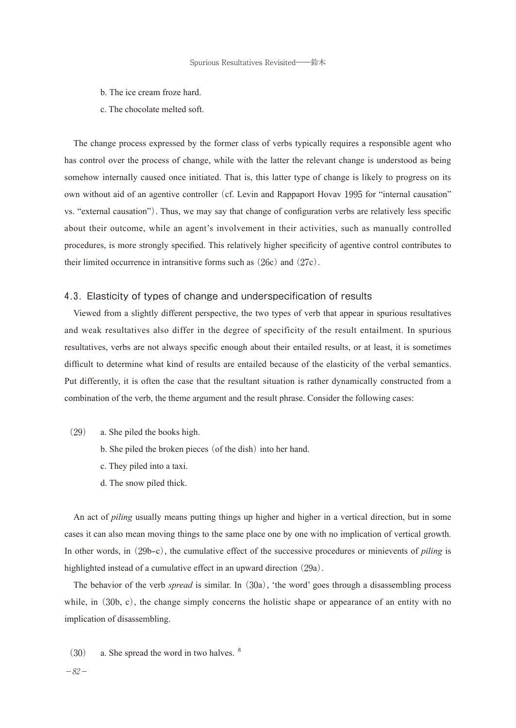b. The ice cream froze hard.

c. The chocolate melted soft.

The change process expressed by the former class of verbs typically requires a responsible agent who has control over the process of change, while with the latter the relevant change is understood as being somehow internally caused once initiated. That is, this latter type of change is likely to progress on its own without aid of an agentive controller (cf. Levin and Rappaport Hovav 1995 for "internal causation" vs. "external causation"). Thus, we may say that change of configuration verbs are relatively less specific about their outcome, while an agent's involvement in their activities, such as manually controlled procedures, is more strongly specified. This relatively higher specificity of agentive control contributes to their limited occurrence in intransitive forms such as (26c) and (27c).

### 4.3. Elasticity of types of change and underspecification of results

Viewed from a slightly different perspective, the two types of verb that appear in spurious resultatives and weak resultatives also differ in the degree of specificity of the result entailment. In spurious resultatives, verbs are not always specific enough about their entailed results, or at least, it is sometimes difficult to determine what kind of results are entailed because of the elasticity of the verbal semantics. Put differently, it is often the case that the resultant situation is rather dynamically constructed from a combination of the verb, the theme argument and the result phrase. Consider the following cases:

(29) a. She piled the books high.

b. She piled the broken pieces (of the dish) into her hand.

c. They piled into a taxi.

d. The snow piled thick.

An act of *piling* usually means putting things up higher and higher in a vertical direction, but in some cases it can also mean moving things to the same place one by one with no implication of vertical growth. In other words, in (29b-c), the cumulative effect of the successive procedures or minievents of *piling* is highlighted instead of a cumulative effect in an upward direction (29a).

The behavior of the verb *spread* is similar. In (30a), 'the word' goes through a disassembling process while, in (30b, c), the change simply concerns the holistic shape or appearance of an entity with no implication of disassembling.

(30) a. She spread the word in two halves. [8]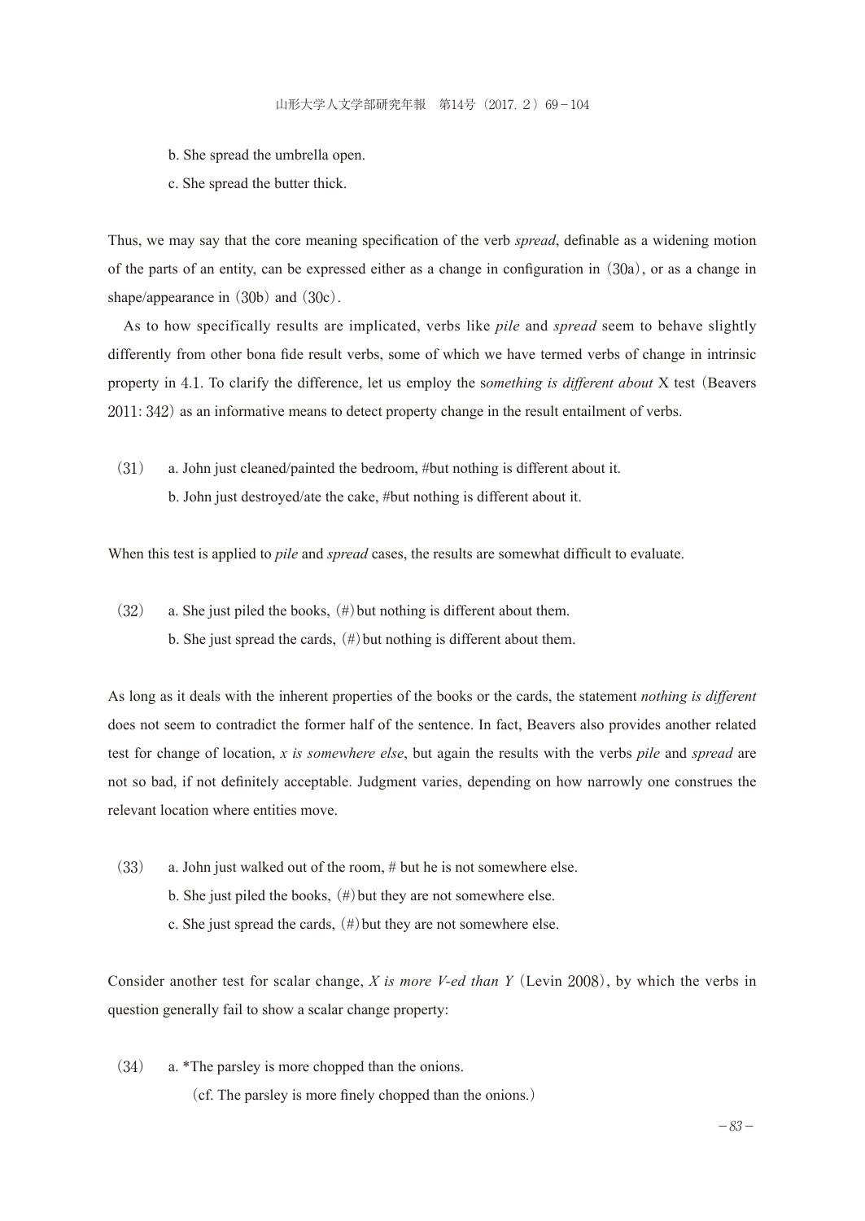b. She spread the umbrella open.

c. She spread the butter thick.

Thus, we may say that the core meaning specification of the verb *spread*, definable as a widening motion of the parts of an entity, can be expressed either as a change in configuration in (30a), or as a change in shape/appearance in (30b) and (30c).

As to how specifically results are implicated, verbs like *pile* and *spread* seem to behave slightly differently from other bona fide result verbs, some of which we have termed verbs of change in intrinsic property in 4.1. To clarify the difference, let us employ the s*omething is different about* X test (Beavers 2011: 342) as an informative means to detect property change in the result entailment of verbs.

(31) a. John just cleaned/painted the bedroom, #but nothing is different about it.

b. John just destroyed/ate the cake, #but nothing is different about it.

When this test is applied to *pile* and *spread* cases, the results are somewhat difficult to evaluate.

(32) a. She just piled the books, (#) but nothing is different about them.

b. She just spread the cards, (#) but nothing is different about them.

As long as it deals with the inherent properties of the books or the cards, the statement *nothing is different* does not seem to contradict the former half of the sentence. In fact, Beavers also provides another related test for change of location, *x is somewhere else*, but again the results with the verbs *pile* and *spread* are not so bad, if not definitely acceptable. Judgment varies, depending on how narrowly one construes the relevant location where entities move.

(33) a. John just walked out of the room, # but he is not somewhere else.

b. She just piled the books, (#) but they are not somewhere else.

c. She just spread the cards, (#) but they are not somewhere else.

Consider another test for scalar change, *X is more V-ed than Y* (Levin 2008), by which the verbs in question generally fail to show a scalar change property:

(34) a. *The parsley is more chopped than the onions.

(cf. The parsley is more finely chopped than the onions.)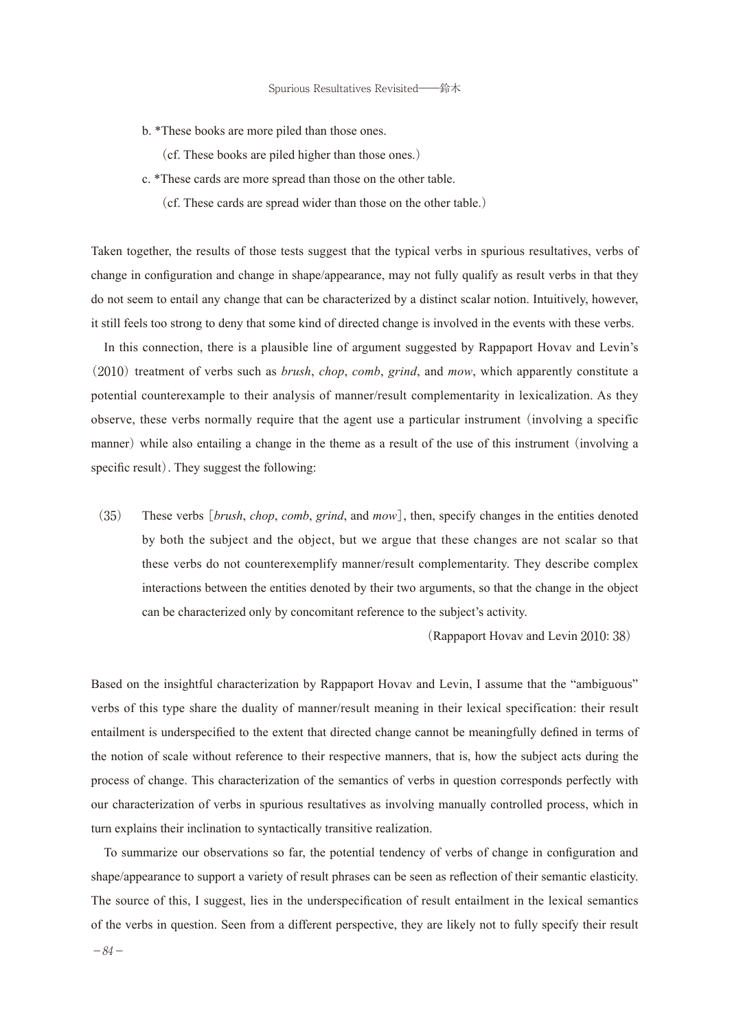b. *These books are more piled than those ones.

(cf. These books are piled higher than those ones.)

c. *These cards are more spread than those on the other table.

(cf. These cards are spread wider than those on the other table.)

Taken together, the results of those tests suggest that the typical verbs in spurious resultatives, verbs of change in configuration and change in shape/appearance, may not fully qualify as result verbs in that they do not seem to entail any change that can be characterized by a distinct scalar notion. Intuitively, however, it still feels too strong to deny that some kind of directed change is involved in the events with these verbs.

In this connection, there is a plausible line of argument suggested by Rappaport Hovav and Levin's (2010) treatment of verbs such as *brush*, *chop*, *comb*, *grind*, and *mow*, which apparently constitute a potential counterexample to their analysis of manner/result complementarity in lexicalization. As they observe, these verbs normally require that the agent use a particular instrument (involving a specific manner) while also entailing a change in the theme as a result of the use of this instrument (involving a specific result). They suggest the following:

(35) These verbs [*brush*, *chop*, *comb*, *grind*, and *mow*], then, specify changes in the entities denoted by both the subject and the object, but we argue that these changes are not scalar so that these verbs do not counterexemplify manner/result complementarity. They describe complex interactions between the entities denoted by their two arguments, so that the change in the object can be characterized only by concomitant reference to the subject's activity.

(Rappaport Hovav and Levin 2010: 38)

Based on the insightful characterization by Rappaport Hovav and Levin, I assume that the "ambiguous" verbs of this type share the duality of manner/result meaning in their lexical specification: their result entailment is underspecified to the extent that directed change cannot be meaningfully defined in terms of the notion of scale without reference to their respective manners, that is, how the subject acts during the process of change. This characterization of the semantics of verbs in question corresponds perfectly with our characterization of verbs in spurious resultatives as involving manually controlled process, which in turn explains their inclination to syntactically transitive realization.

To summarize our observations so far, the potential tendency of verbs of change in configuration and shape/appearance to support a variety of result phrases can be seen as reflection of their semantic elasticity. The source of this, I suggest, lies in the underspecification of result entailment in the lexical semantics of the verbs in question. Seen from a different perspective, they are likely not to fully specify their result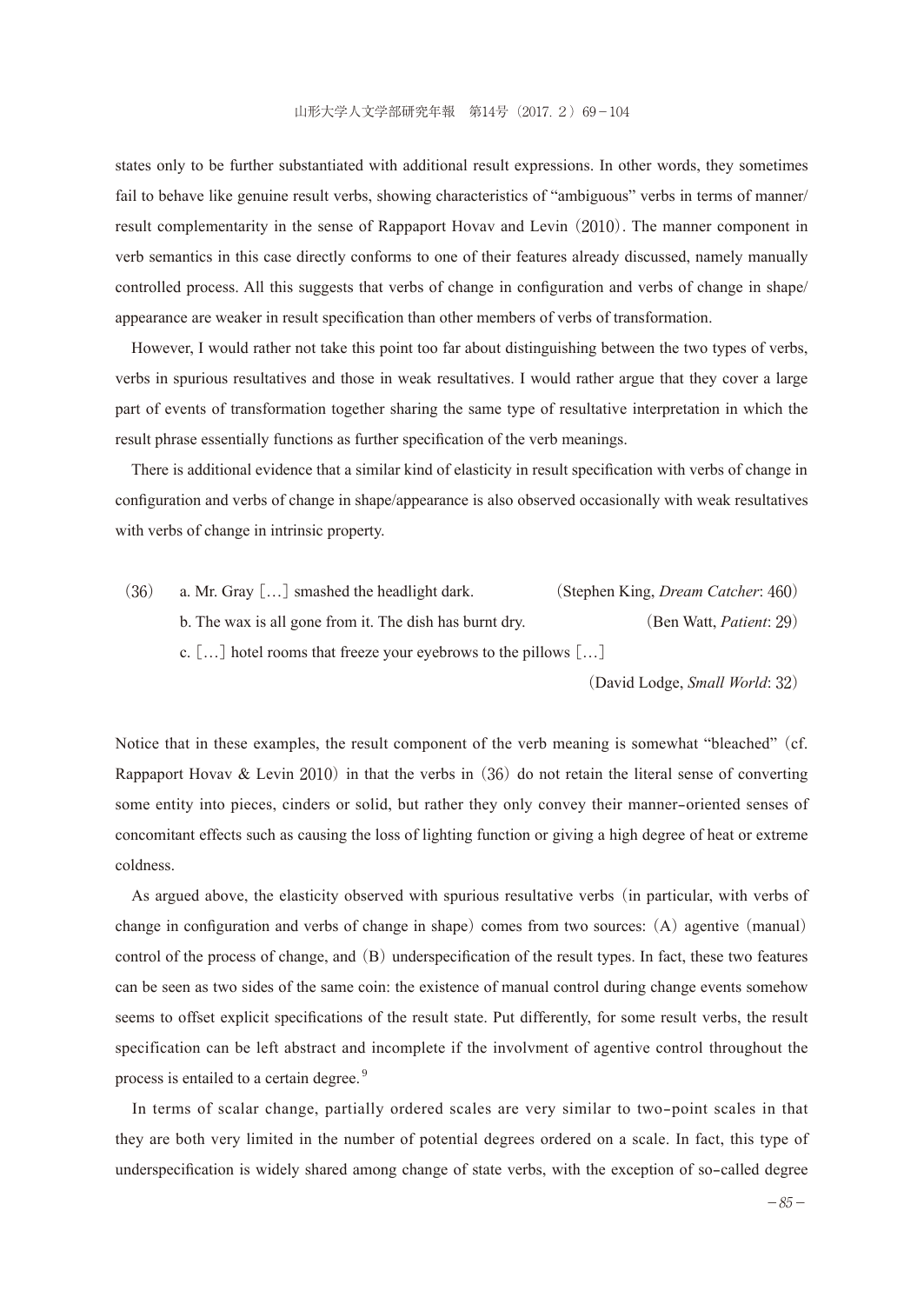states only to be further substantiated with additional result expressions. In other words, they sometimes fail to behave like genuine result verbs, showing characteristics of "ambiguous" verbs in terms of manner/result complementarity in the sense of Rappaport Hovav and Levin (2010). The manner component in verb semantics in this case directly conforms to one of their features already discussed, namely manually controlled process. All this suggests that verbs of change in configuration and verbs of change in shape/appearance are weaker in result specification than other members of verbs of transformation.

However, I would rather not take this point too far about distinguishing between the two types of verbs, verbs in spurious resultatives and those in weak resultatives. I would rather argue that they cover a large part of events of transformation together sharing the same type of resultative interpretation in which the result phrase essentially functions as further specification of the verb meanings.

There is additional evidence that a similar kind of elasticity in result specification with verbs of change in configuration and verbs of change in shape/appearance is also observed occasionally with weak resultatives with verbs of change in intrinsic property.

(36) a. Mr. Gray [...] smashed the headlight dark. (Stephen King, *Dream Catcher*: 460)
b. The wax is all gone from it. The dish has burnt dry. (Ben Watt, *Patient*: 29)
c. [...] hotel rooms that freeze your eyebrows to the pillows [...] (David Lodge, *Small World*: 32)

Notice that in these examples, the result component of the verb meaning is somewhat "bleached" (cf. Rappaport Hovav & Levin 2010) in that the verbs in (36) do not retain the literal sense of converting some entity into pieces, cinders or solid, but rather they only convey their manner-oriented senses of concomitant effects such as causing the loss of lighting function or giving a high degree of heat or extreme coldness.

As argued above, the elasticity observed with spurious resultative verbs (in particular, with verbs of change in configuration and verbs of change in shape) comes from two sources: (A) agentive (manual) control of the process of change, and (B) underspecification of the result types. In fact, these two features can be seen as two sides of the same coin: the existence of manual control during change events somehow seems to offset explicit specifications of the result state. Put differently, for some result verbs, the result specification can be left abstract and incomplete if the involvment of agentive control throughout the process is entailed to a certain degree.[9]

In terms of scalar change, partially ordered scales are very similar to two-point scales in that they are both very limited in the number of potential degrees ordered on a scale. In fact, this type of underspecification is widely shared among change of state verbs, with the exception of so-called degree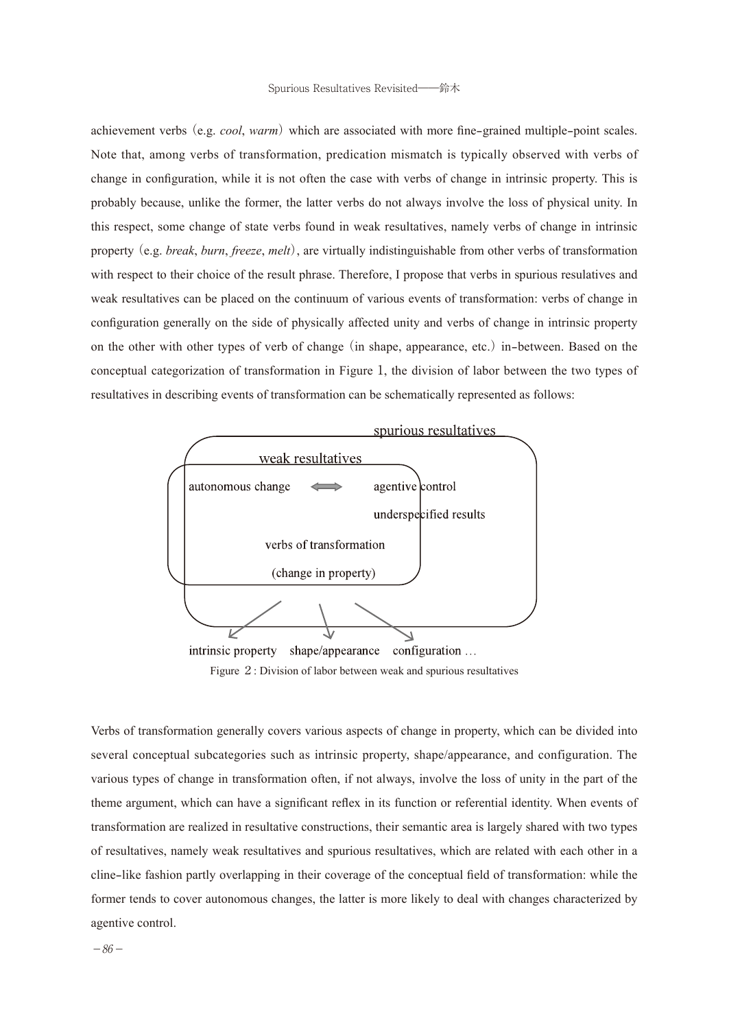achievement verbs (e.g. *cool*, *warm*) which are associated with more fine-grained multiple-point scales. Note that, among verbs of transformation, predication mismatch is typically observed with verbs of change in configuration, while it is not often the case with verbs of change in intrinsic property. This is probably because, unlike the former, the latter verbs do not always involve the loss of physical unity. In this respect, some change of state verbs found in weak resultatives, namely verbs of change in intrinsic property (e.g. *break*, *burn*, *freeze*, *melt*), are virtually indistinguishable from other verbs of transformation with respect to their choice of the result phrase. Therefore, I propose that verbs in spurious resulatives and weak resultatives can be placed on the continuum of various events of transformation: verbs of change in configuration generally on the side of physically affected unity and verbs of change in intrinsic property on the other with other types of verb of change (in shape, appearance, etc.) in-between. Based on the conceptual categorization of transformation in Figure 1, the division of labor between the two types of resultatives in describing events of transformation can be schematically represented as follows:

spurious resultatives

weak resultatives

autonomous change ⟺ agentive control

underspecified results

verbs of transformation

(change in property)

intrinsic property    shape/appearance    configuration …

Figure 2 : Division of labor between weak and spurious resultatives

Verbs of transformation generally covers various aspects of change in property, which can be divided into several conceptual subcategories such as intrinsic property, shape/appearance, and configuration. The various types of change in transformation often, if not always, involve the loss of unity in the part of the theme argument, which can have a significant reflex in its function or referential identity. When events of transformation are realized in resultative constructions, their semantic area is largely shared with two types of resultatives, namely weak resultatives and spurious resultatives, which are related with each other in a cline-like fashion partly overlapping in their coverage of the conceptual field of transformation: while the former tends to cover autonomous changes, the latter is more likely to deal with changes characterized by agentive control.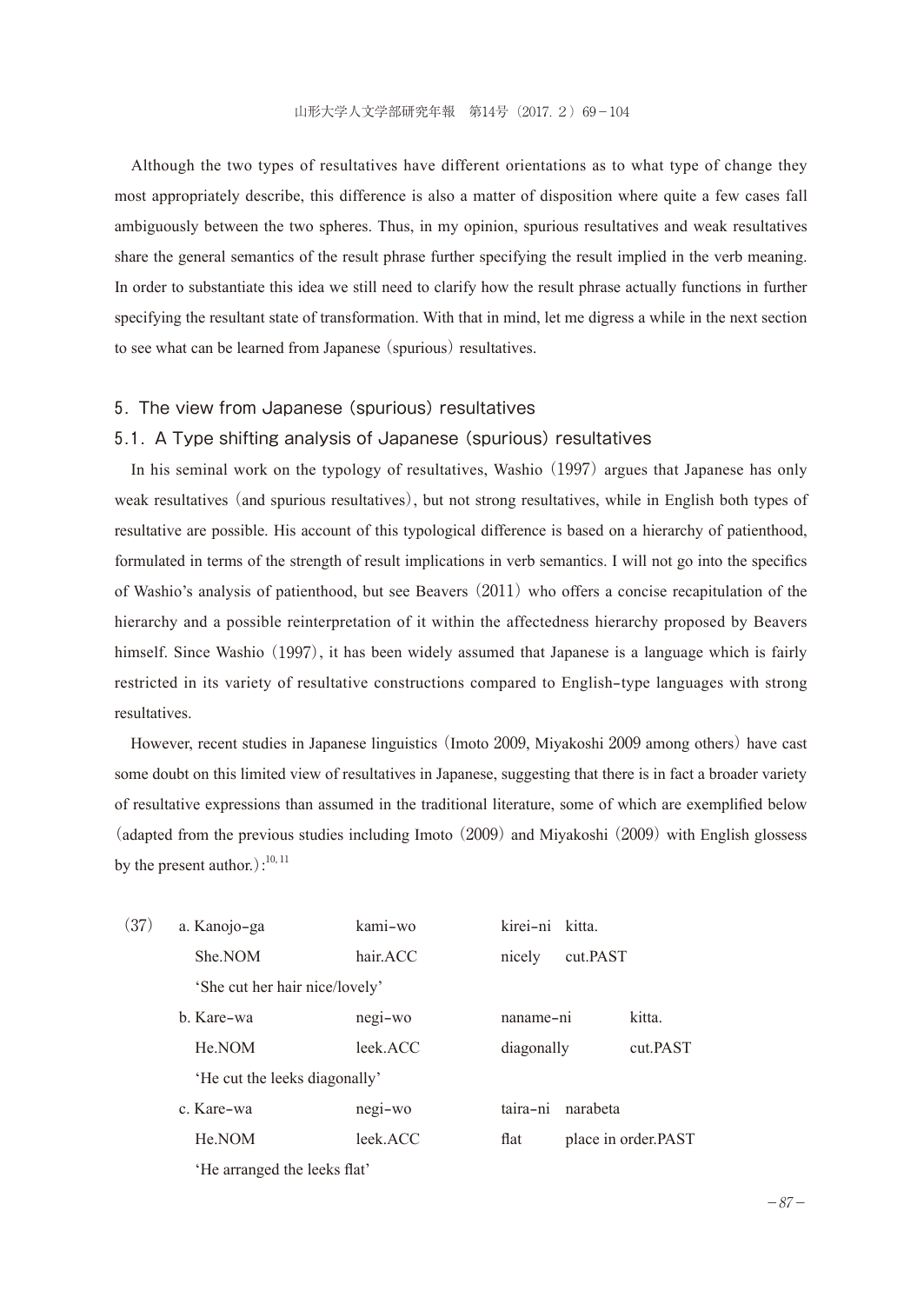Although the two types of resultatives have different orientations as to what type of change they most appropriately describe, this difference is also a matter of disposition where quite a few cases fall ambiguously between the two spheres. Thus, in my opinion, spurious resultatives and weak resultatives share the general semantics of the result phrase further specifying the result implied in the verb meaning. In order to substantiate this idea we still need to clarify how the result phrase actually functions in further specifying the resultant state of transformation. With that in mind, let me digress a while in the next section to see what can be learned from Japanese（spurious）resultatives.

## 5. The view from Japanese (spurious) resultatives

### 5.1. A Type shifting analysis of Japanese (spurious) resultatives

In his seminal work on the typology of resultatives, Washio（1997）argues that Japanese has only weak resultatives（and spurious resultatives）, but not strong resultatives, while in English both types of resultative are possible. His account of this typological difference is based on a hierarchy of patienthood, formulated in terms of the strength of result implications in verb semantics. I will not go into the specifics of Washio's analysis of patienthood, but see Beavers（2011）who offers a concise recapitulation of the hierarchy and a possible reinterpretation of it within the affectedness hierarchy proposed by Beavers himself. Since Washio（1997）, it has been widely assumed that Japanese is a language which is fairly restricted in its variety of resultative constructions compared to English-type languages with strong resultatives.

However, recent studies in Japanese linguistics（Imoto 2009, Miyakoshi 2009 among others）have cast some doubt on this limited view of resultatives in Japanese, suggesting that there is in fact a broader variety of resultative expressions than assumed in the traditional literature, some of which are exemplified below（adapted from the previous studies including Imoto（2009）and Miyakoshi（2009）with English glossess by the present author.）:[10, 11]

(37)

a. Kanojo-ga　　kami-wo　　kirei-ni　　kitta.
　 She.NOM　　hair.ACC　　nicely　　cut.PAST
　 'She cut her hair nice/lovely'

b. Kare-wa　　negi-wo　　naname-ni　　kitta.
　 He.NOM　　leek.ACC　　diagonally　　cut.PAST
　 'He cut the leeks diagonally'

c. Kare-wa　　negi-wo　　taira-ni　　narabeta
　 He.NOM　　leek.ACC　　flat　　place in order.PAST
　 'He arranged the leeks flat'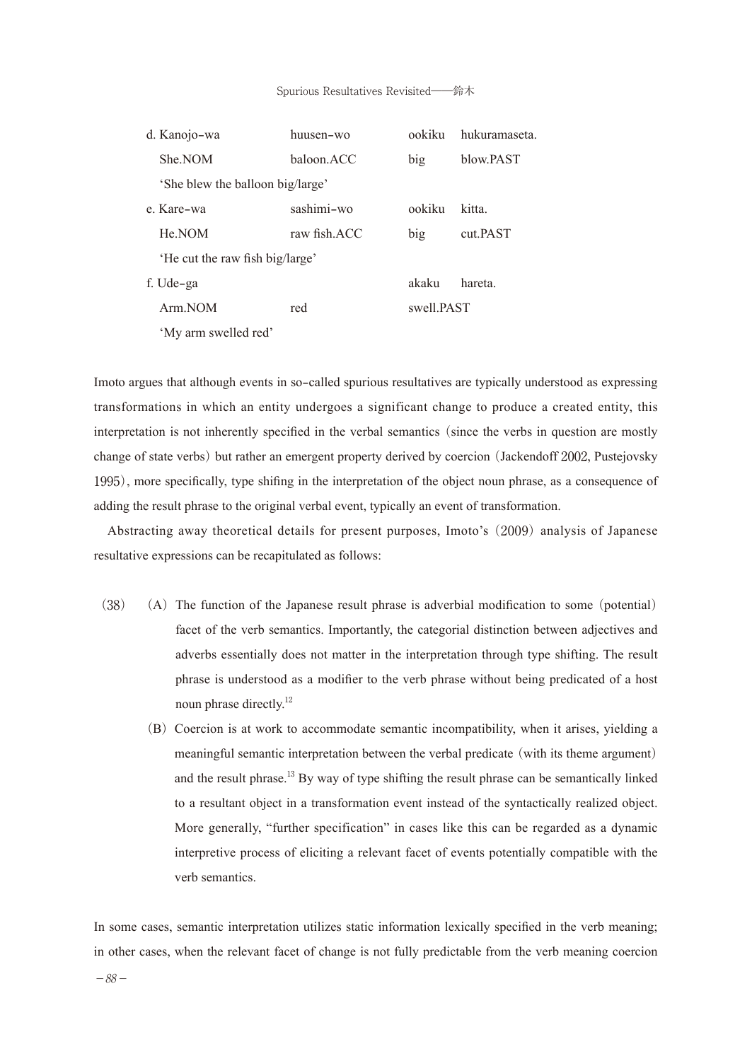| d. Kanojo-wa | huusen-wo | ookiku | hukuramaseta. |
|---|---|---|---|
| She.NOM | baloon.ACC | big | blow.PAST |
| 'She blew the balloon big/large' | | | |
| e. Kare-wa | sashimi-wo | ookiku | kitta. |
| He.NOM | raw fish.ACC | big | cut.PAST |
| 'He cut the raw fish big/large' | | | |
| f. Ude-ga | | akaku | hareta. |
| Arm.NOM | red | swell.PAST | |
| 'My arm swelled red' | | | |

Imoto argues that although events in so-called spurious resultatives are typically understood as expressing transformations in which an entity undergoes a significant change to produce a created entity, this interpretation is not inherently specified in the verbal semantics (since the verbs in question are mostly change of state verbs) but rather an emergent property derived by coercion (Jackendoff 2002, Pustejovsky 1995), more specifically, type shifing in the interpretation of the object noun phrase, as a consequence of adding the result phrase to the original verbal event, typically an event of transformation.

Abstracting away theoretical details for present purposes, Imoto's (2009) analysis of Japanese resultative expressions can be recapitulated as follows:

(38) (A) The function of the Japanese result phrase is adverbial modification to some (potential) facet of the verb semantics. Importantly, the categorial distinction between adjectives and adverbs essentially does not matter in the interpretation through type shifting. The result phrase is understood as a modifier to the verb phrase without being predicated of a host noun phrase directly.[12]

(B) Coercion is at work to accommodate semantic incompatibility, when it arises, yielding a meaningful semantic interpretation between the verbal predicate (with its theme argument) and the result phrase.[13] By way of type shifting the result phrase can be semantically linked to a resultant object in a transformation event instead of the syntactically realized object. More generally, "further specification" in cases like this can be regarded as a dynamic interpretive process of eliciting a relevant facet of events potentially compatible with the verb semantics.

In some cases, semantic interpretation utilizes static information lexically specified in the verb meaning; in other cases, when the relevant facet of change is not fully predictable from the verb meaning coercion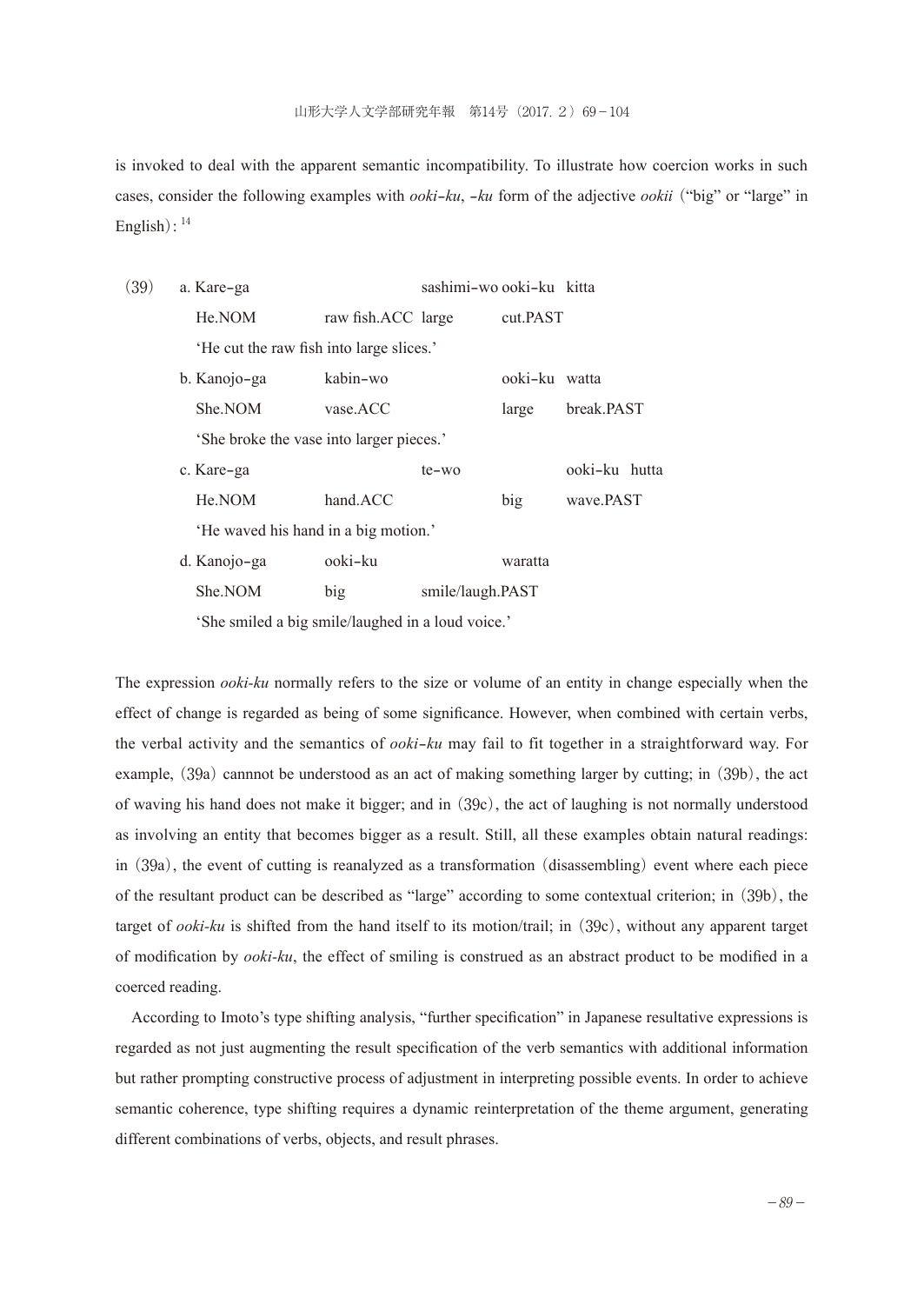is invoked to deal with the apparent semantic incompatibility. To illustrate how coercion works in such cases, consider the following examples with *ooki-ku*, *-ku* form of the adjective *ookii* (“big” or “large” in English): [14]

(39) a. Kare-ga sashimi-wo ooki-ku kitta
He.NOM raw fish.ACC large cut.PAST
‘He cut the raw fish into large slices.’

b. Kanojo-ga kabin-wo ooki-ku watta
She.NOM vase.ACC large break.PAST
‘She broke the vase into larger pieces.’

c. Kare-ga te-wo ooki-ku hutta
He.NOM hand.ACC big wave.PAST
‘He waved his hand in a big motion.’

d. Kanojo-ga ooki-ku waratta
She.NOM big smile/laugh.PAST
‘She smiled a big smile/laughed in a loud voice.’

The expression *ooki-ku* normally refers to the size or volume of an entity in change especially when the effect of change is regarded as being of some significance. However, when combined with certain verbs, the verbal activity and the semantics of *ooki-ku* may fail to fit together in a straightforward way. For example, (39a) cannnot be understood as an act of making something larger by cutting; in (39b), the act of waving his hand does not make it bigger; and in (39c), the act of laughing is not normally understood as involving an entity that becomes bigger as a result. Still, all these examples obtain natural readings: in (39a), the event of cutting is reanalyzed as a transformation (disassembling) event where each piece of the resultant product can be described as “large” according to some contextual criterion; in (39b), the target of *ooki-ku* is shifted from the hand itself to its motion/trail; in (39c), without any apparent target of modification by *ooki-ku*, the effect of smiling is construed as an abstract product to be modified in a coerced reading.

According to Imoto’s type shifting analysis, “further specification” in Japanese resultative expressions is regarded as not just augmenting the result specification of the verb semantics with additional information but rather prompting constructive process of adjustment in interpreting possible events. In order to achieve semantic coherence, type shifting requires a dynamic reinterpretation of the theme argument, generating different combinations of verbs, objects, and result phrases.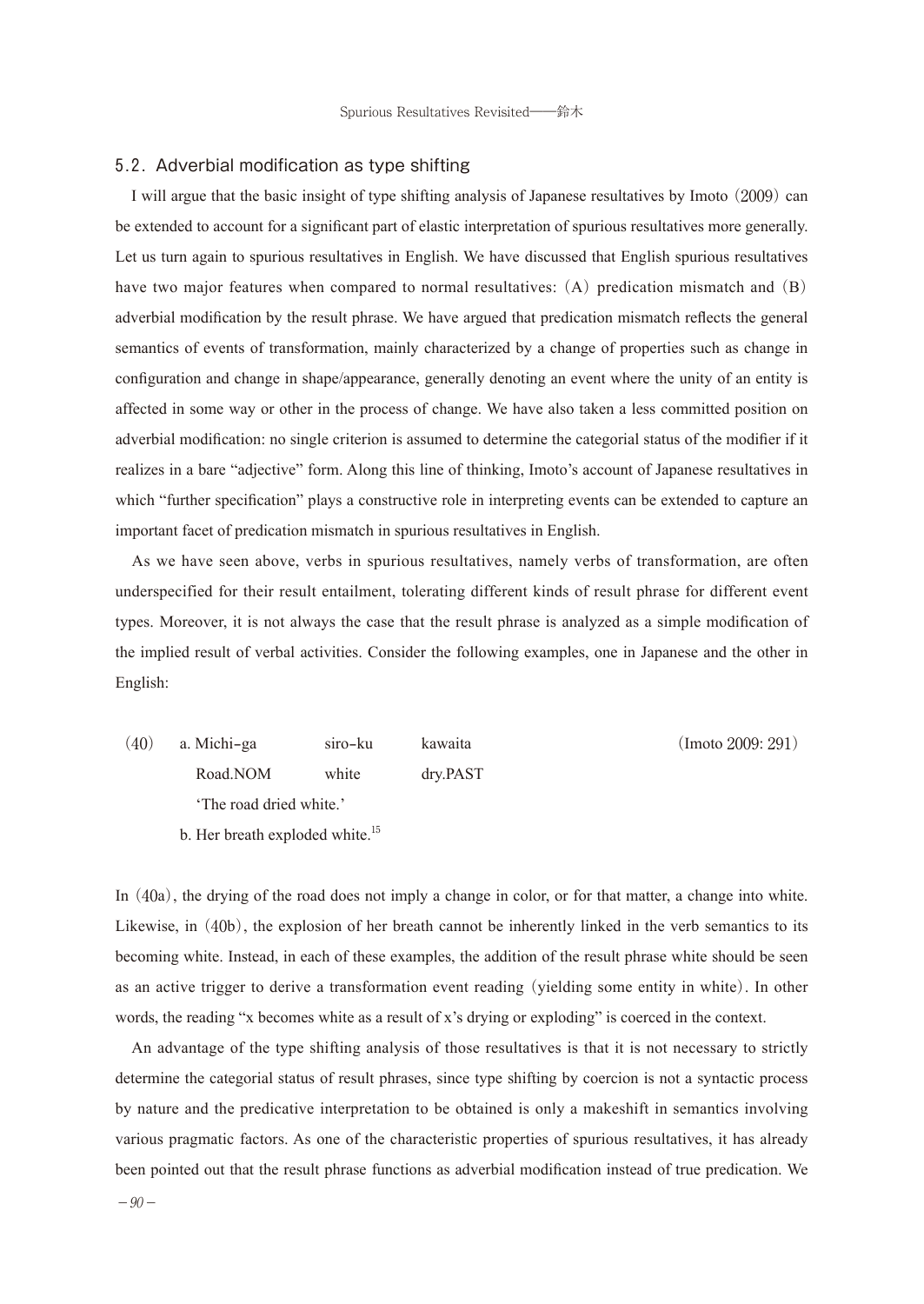## 5.2. Adverbial modification as type shifting

I will argue that the basic insight of type shifting analysis of Japanese resultatives by Imoto (2009) can be extended to account for a significant part of elastic interpretation of spurious resultatives more generally. Let us turn again to spurious resultatives in English. We have discussed that English spurious resultatives have two major features when compared to normal resultatives: (A) predication mismatch and (B) adverbial modification by the result phrase. We have argued that predication mismatch reflects the general semantics of events of transformation, mainly characterized by a change of properties such as change in configuration and change in shape/appearance, generally denoting an event where the unity of an entity is affected in some way or other in the process of change. We have also taken a less committed position on adverbial modification: no single criterion is assumed to determine the categorial status of the modifier if it realizes in a bare "adjective" form. Along this line of thinking, Imoto's account of Japanese resultatives in which "further specification" plays a constructive role in interpreting events can be extended to capture an important facet of predication mismatch in spurious resultatives in English.

As we have seen above, verbs in spurious resultatives, namely verbs of transformation, are often underspecified for their result entailment, tolerating different kinds of result phrase for different event types. Moreover, it is not always the case that the result phrase is analyzed as a simple modification of the implied result of verbal activities. Consider the following examples, one in Japanese and the other in English:

(40) a. Michi-ga siro-ku kawaita (Imoto 2009: 291)
Road.NOM white dry.PAST
'The road dried white.'

b. Her breath exploded white.[15]

In (40a), the drying of the road does not imply a change in color, or for that matter, a change into white. Likewise, in (40b), the explosion of her breath cannot be inherently linked in the verb semantics to its becoming white. Instead, in each of these examples, the addition of the result phrase white should be seen as an active trigger to derive a transformation event reading (yielding some entity in white). In other words, the reading "x becomes white as a result of x's drying or exploding" is coerced in the context.

An advantage of the type shifting analysis of those resultatives is that it is not necessary to strictly determine the categorial status of result phrases, since type shifting by coercion is not a syntactic process by nature and the predicative interpretation to be obtained is only a makeshift in semantics involving various pragmatic factors. As one of the characteristic properties of spurious resultatives, it has already been pointed out that the result phrase functions as adverbial modification instead of true predication. We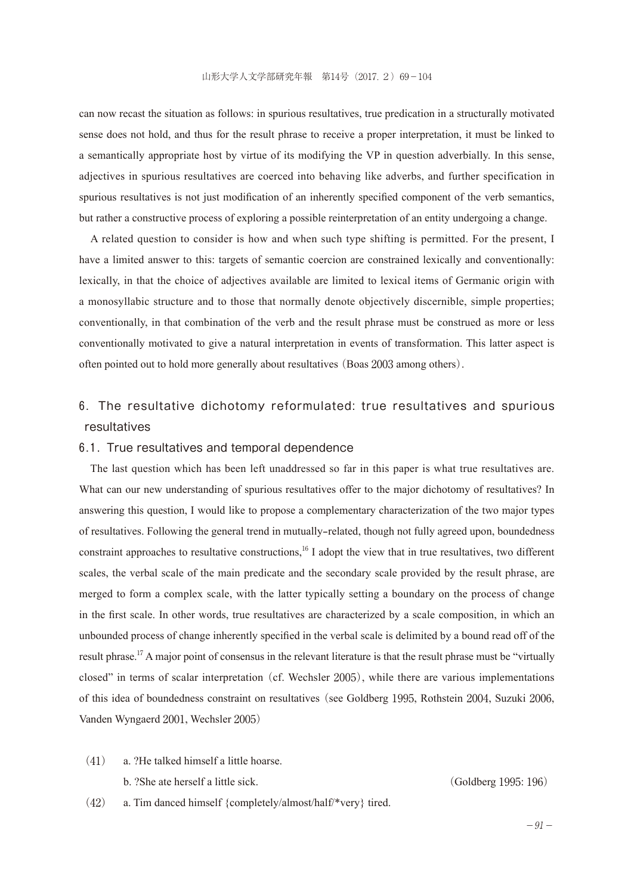can now recast the situation as follows: in spurious resultatives, true predication in a structurally motivated sense does not hold, and thus for the result phrase to receive a proper interpretation, it must be linked to a semantically appropriate host by virtue of its modifying the VP in question adverbially. In this sense, adjectives in spurious resultatives are coerced into behaving like adverbs, and further specification in spurious resultatives is not just modification of an inherently specified component of the verb semantics, but rather a constructive process of exploring a possible reinterpretation of an entity undergoing a change.

A related question to consider is how and when such type shifting is permitted. For the present, I have a limited answer to this: targets of semantic coercion are constrained lexically and conventionally: lexically, in that the choice of adjectives available are limited to lexical items of Germanic origin with a monosyllabic structure and to those that normally denote objectively discernible, simple properties; conventionally, in that combination of the verb and the result phrase must be construed as more or less conventionally motivated to give a natural interpretation in events of transformation. This latter aspect is often pointed out to hold more generally about resultatives (Boas 2003 among others).

## 6. The resultative dichotomy reformulated: true resultatives and spurious resultatives

### 6.1. True resultatives and temporal dependence

The last question which has been left unaddressed so far in this paper is what true resultatives are. What can our new understanding of spurious resultatives offer to the major dichotomy of resultatives? In answering this question, I would like to propose a complementary characterization of the two major types of resultatives. Following the general trend in mutually-related, though not fully agreed upon, boundedness constraint approaches to resultative constructions,[16] I adopt the view that in true resultatives, two different scales, the verbal scale of the main predicate and the secondary scale provided by the result phrase, are merged to form a complex scale, with the latter typically setting a boundary on the process of change in the first scale. In other words, true resultatives are characterized by a scale composition, in which an unbounded process of change inherently specified in the verbal scale is delimited by a bound read off of the result phrase.[17] A major point of consensus in the relevant literature is that the result phrase must be "virtually closed" in terms of scalar interpretation (cf. Wechsler 2005), while there are various implementations of this idea of boundedness constraint on resultatives (see Goldberg 1995, Rothstein 2004, Suzuki 2006, Vanden Wyngaerd 2001, Wechsler 2005)

(41) a. ?He talked himself a little hoarse.
     b. ?She ate herself a little sick. (Goldberg 1995: 196)

(42) a. Tim danced himself {completely/almost/half/*very} tired.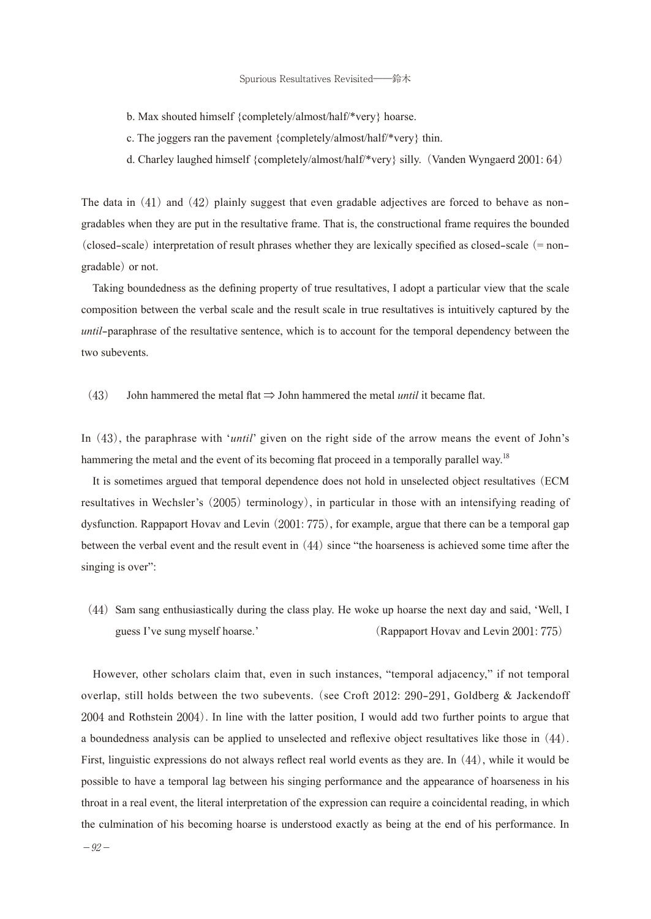b. Max shouted himself {completely/almost/half/*very} hoarse.

c. The joggers ran the pavement {completely/almost/half/*very} thin.

d. Charley laughed himself {completely/almost/half/*very} silly. (Vanden Wyngaerd 2001: 64)

The data in (41) and (42) plainly suggest that even gradable adjectives are forced to behave as non-gradables when they are put in the resultative frame. That is, the constructional frame requires the bounded (closed-scale) interpretation of result phrases whether they are lexically specified as closed-scale (= non-gradable) or not.

Taking boundedness as the defining property of true resultatives, I adopt a particular view that the scale composition between the verbal scale and the result scale in true resultatives is intuitively captured by the *until*-paraphrase of the resultative sentence, which is to account for the temporal dependency between the two subevents.

(43) John hammered the metal flat ⇒ John hammered the metal *until* it became flat.

In (43), the paraphrase with '*until*' given on the right side of the arrow means the event of John's hammering the metal and the event of its becoming flat proceed in a temporally parallel way.[18]

It is sometimes argued that temporal dependence does not hold in unselected object resultatives (ECM resultatives in Wechsler's (2005) terminology), in particular in those with an intensifying reading of dysfunction. Rappaport Hovav and Levin (2001: 775), for example, argue that there can be a temporal gap between the verbal event and the result event in (44) since "the hoarseness is achieved some time after the singing is over":

(44) Sam sang enthusiastically during the class play. He woke up hoarse the next day and said, 'Well, I guess I've sung myself hoarse.' (Rappaport Hovav and Levin 2001: 775)

However, other scholars claim that, even in such instances, "temporal adjacency," if not temporal overlap, still holds between the two subevents. (see Croft 2012: 290-291, Goldberg & Jackendoff 2004 and Rothstein 2004). In line with the latter position, I would add two further points to argue that a boundedness analysis can be applied to unselected and reflexive object resultatives like those in (44). First, linguistic expressions do not always reflect real world events as they are. In (44), while it would be possible to have a temporal lag between his singing performance and the appearance of hoarseness in his throat in a real event, the literal interpretation of the expression can require a coincidental reading, in which the culmination of his becoming hoarse is understood exactly as being at the end of his performance. In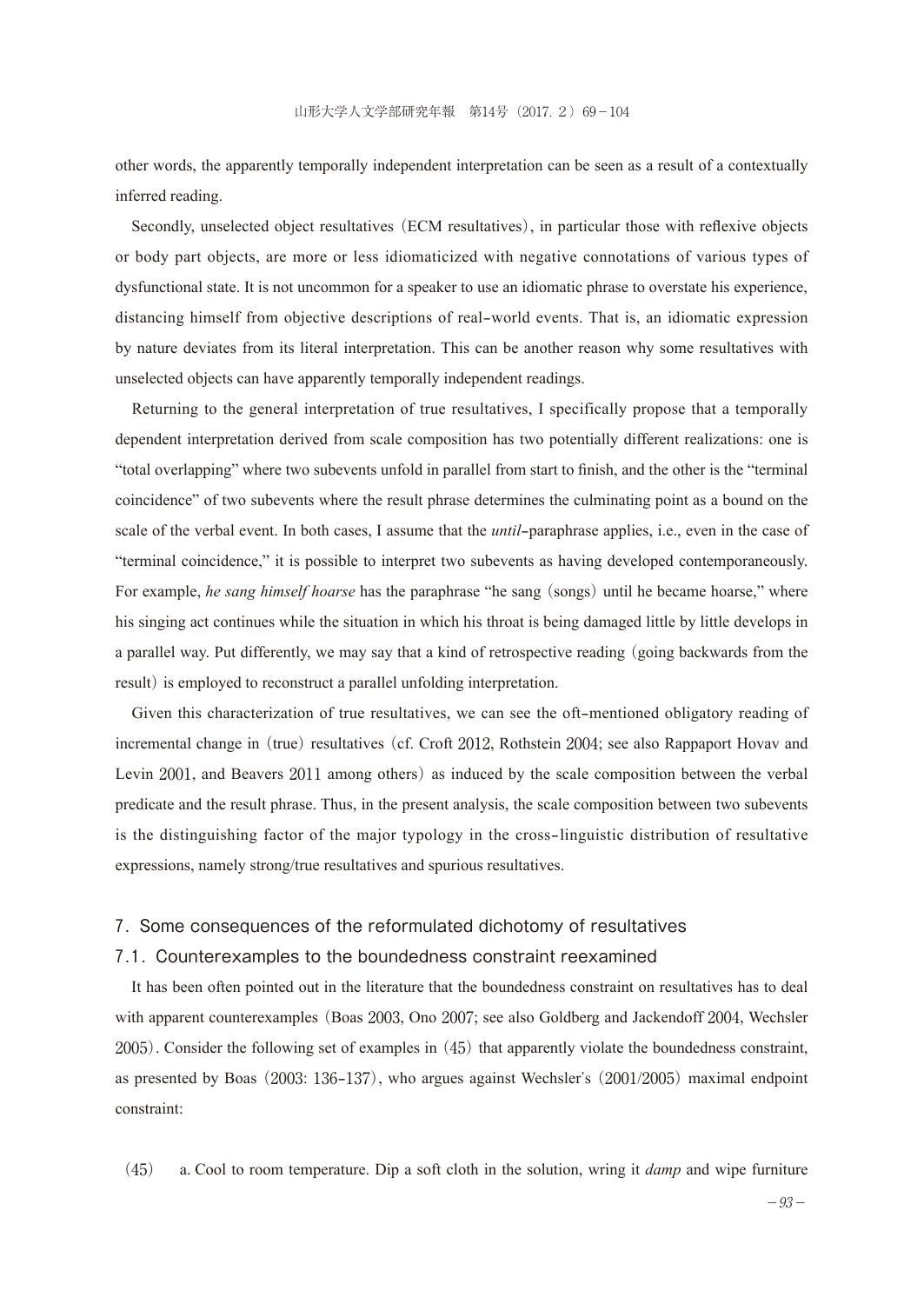other words, the apparently temporally independent interpretation can be seen as a result of a contextually inferred reading.

Secondly, unselected object resultatives (ECM resultatives), in particular those with reflexive objects or body part objects, are more or less idiomaticized with negative connotations of various types of dysfunctional state. It is not uncommon for a speaker to use an idiomatic phrase to overstate his experience, distancing himself from objective descriptions of real-world events. That is, an idiomatic expression by nature deviates from its literal interpretation. This can be another reason why some resultatives with unselected objects can have apparently temporally independent readings.

Returning to the general interpretation of true resultatives, I specifically propose that a temporally dependent interpretation derived from scale composition has two potentially different realizations: one is "total overlapping" where two subevents unfold in parallel from start to finish, and the other is the "terminal coincidence" of two subevents where the result phrase determines the culminating point as a bound on the scale of the verbal event. In both cases, I assume that the *until*-paraphrase applies, i.e., even in the case of "terminal coincidence," it is possible to interpret two subevents as having developed contemporaneously. For example, *he sang himself hoarse* has the paraphrase "he sang (songs) until he became hoarse," where his singing act continues while the situation in which his throat is being damaged little by little develops in a parallel way. Put differently, we may say that a kind of retrospective reading (going backwards from the result) is employed to reconstruct a parallel unfolding interpretation.

Given this characterization of true resultatives, we can see the oft-mentioned obligatory reading of incremental change in (true) resultatives (cf. Croft 2012, Rothstein 2004; see also Rappaport Hovav and Levin 2001, and Beavers 2011 among others) as induced by the scale composition between the verbal predicate and the result phrase. Thus, in the present analysis, the scale composition between two subevents is the distinguishing factor of the major typology in the cross-linguistic distribution of resultative expressions, namely strong/true resultatives and spurious resultatives.

## 7. Some consequences of the reformulated dichotomy of resultatives

### 7.1. Counterexamples to the boundedness constraint reexamined

It has been often pointed out in the literature that the boundedness constraint on resultatives has to deal with apparent counterexamples (Boas 2003, Ono 2007; see also Goldberg and Jackendoff 2004, Wechsler 2005). Consider the following set of examples in (45) that apparently violate the boundedness constraint, as presented by Boas (2003: 136-137), who argues against Wechsler's (2001/2005) maximal endpoint constraint:

(45) a. Cool to room temperature. Dip a soft cloth in the solution, wring it *damp* and wipe furniture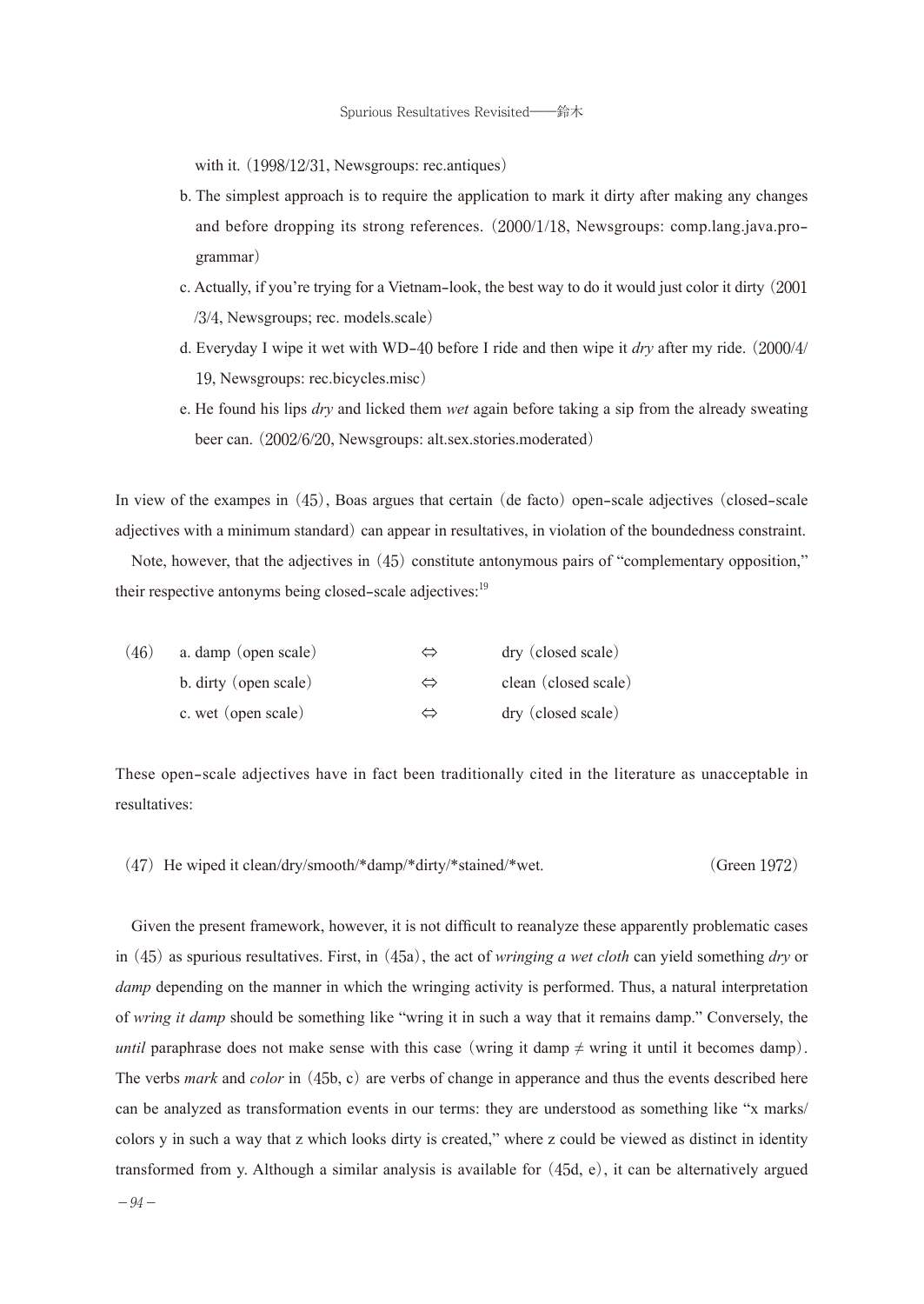with it. (1998/12/31, Newsgroups: rec.antiques)

b. The simplest approach is to require the application to mark it dirty after making any changes and before dropping its strong references. (2000/1/18, Newsgroups: comp.lang.java.programmar)

c. Actually, if you're trying for a Vietnam-look, the best way to do it would just color it dirty (2001/3/4, Newsgroups; rec. models.scale)

d. Everyday I wipe it wet with WD-40 before I ride and then wipe it *dry* after my ride. (2000/4/19, Newsgroups: rec.bicycles.misc)

e. He found his lips *dry* and licked them *wet* again before taking a sip from the already sweating beer can. (2002/6/20, Newsgroups: alt.sex.stories.moderated)

In view of the exampes in (45), Boas argues that certain (de facto) open-scale adjectives (closed-scale adjectives with a minimum standard) can appear in resultatives, in violation of the boundedness constraint.

Note, however, that the adjectives in (45) constitute antonymous pairs of "complementary opposition," their respective antonyms being closed-scale adjectives:[19]

(46)
a. damp (open scale) ⇔ dry (closed scale)
b. dirty (open scale) ⇔ clean (closed scale)
c. wet (open scale) ⇔ dry (closed scale)

These open-scale adjectives have in fact been traditionally cited in the literature as unacceptable in resultatives:

(47) He wiped it clean/dry/smooth/*damp/*dirty/*stained/*wet. (Green 1972)

Given the present framework, however, it is not difficult to reanalyze these apparently problematic cases in (45) as spurious resultatives. First, in (45a), the act of *wringing a wet cloth* can yield something *dry* or *damp* depending on the manner in which the wringing activity is performed. Thus, a natural interpretation of *wring it damp* should be something like "wring it in such a way that it remains damp." Conversely, the *until* paraphrase does not make sense with this case (wring it damp ≠ wring it until it becomes damp). The verbs *mark* and *color* in (45b, c) are verbs of change in apperance and thus the events described here can be analyzed as transformation events in our terms: they are understood as something like "x marks/colors y in such a way that z which looks dirty is created," where z could be viewed as distinct in identity transformed from y. Although a similar analysis is available for (45d, e), it can be alternatively argued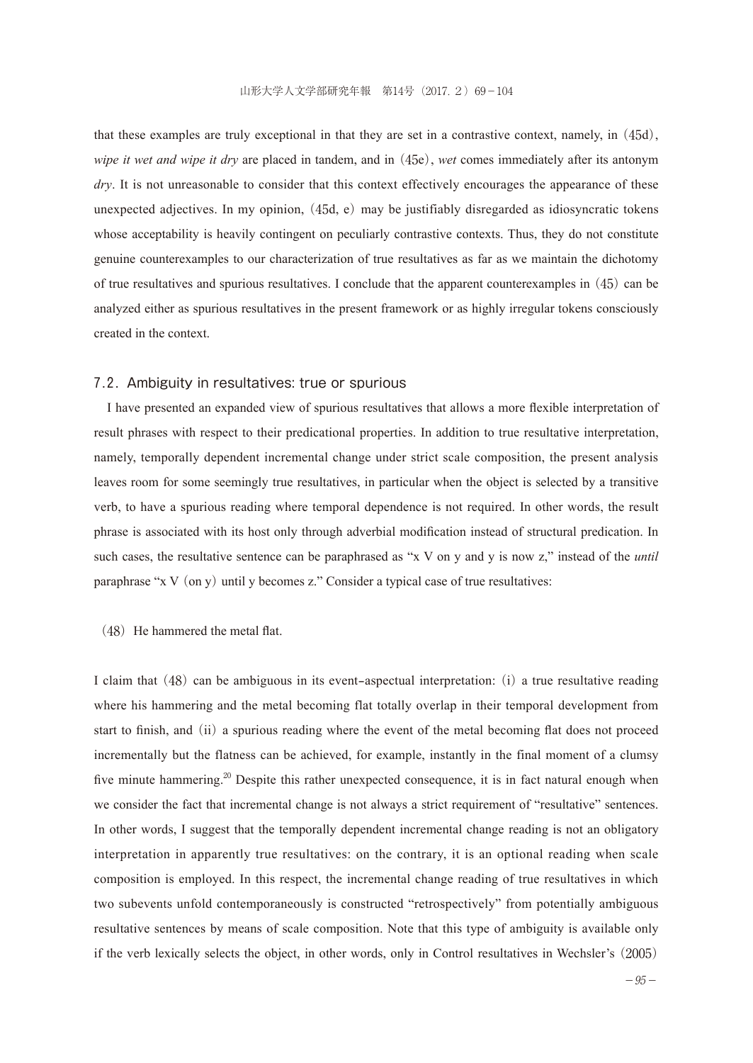that these examples are truly exceptional in that they are set in a contrastive context, namely, in (45d), *wipe it wet and wipe it dry* are placed in tandem, and in (45e), *wet* comes immediately after its antonym *dry*. It is not unreasonable to consider that this context effectively encourages the appearance of these unexpected adjectives. In my opinion, (45d, e) may be justifiably disregarded as idiosyncratic tokens whose acceptability is heavily contingent on peculiarly contrastive contexts. Thus, they do not constitute genuine counterexamples to our characterization of true resultatives as far as we maintain the dichotomy of true resultatives and spurious resultatives. I conclude that the apparent counterexamples in (45) can be analyzed either as spurious resultatives in the present framework or as highly irregular tokens consciously created in the context.

## 7.2. Ambiguity in resultatives: true or spurious

I have presented an expanded view of spurious resultatives that allows a more flexible interpretation of result phrases with respect to their predicational properties. In addition to true resultative interpretation, namely, temporally dependent incremental change under strict scale composition, the present analysis leaves room for some seemingly true resultatives, in particular when the object is selected by a transitive verb, to have a spurious reading where temporal dependence is not required. In other words, the result phrase is associated with its host only through adverbial modification instead of structural predication. In such cases, the resultative sentence can be paraphrased as "x V on y and y is now z," instead of the *until* paraphrase "x V (on y) until y becomes z." Consider a typical case of true resultatives:

(48) He hammered the metal flat.

I claim that (48) can be ambiguous in its event-aspectual interpretation: (i) a true resultative reading where his hammering and the metal becoming flat totally overlap in their temporal development from start to finish, and (ii) a spurious reading where the event of the metal becoming flat does not proceed incrementally but the flatness can be achieved, for example, instantly in the final moment of a clumsy five minute hammering.[20] Despite this rather unexpected consequence, it is in fact natural enough when we consider the fact that incremental change is not always a strict requirement of "resultative" sentences. In other words, I suggest that the temporally dependent incremental change reading is not an obligatory interpretation in apparently true resultatives: on the contrary, it is an optional reading when scale composition is employed. In this respect, the incremental change reading of true resultatives in which two subevents unfold contemporaneously is constructed "retrospectively" from potentially ambiguous resultative sentences by means of scale composition. Note that this type of ambiguity is available only if the verb lexically selects the object, in other words, only in Control resultatives in Wechsler's (2005)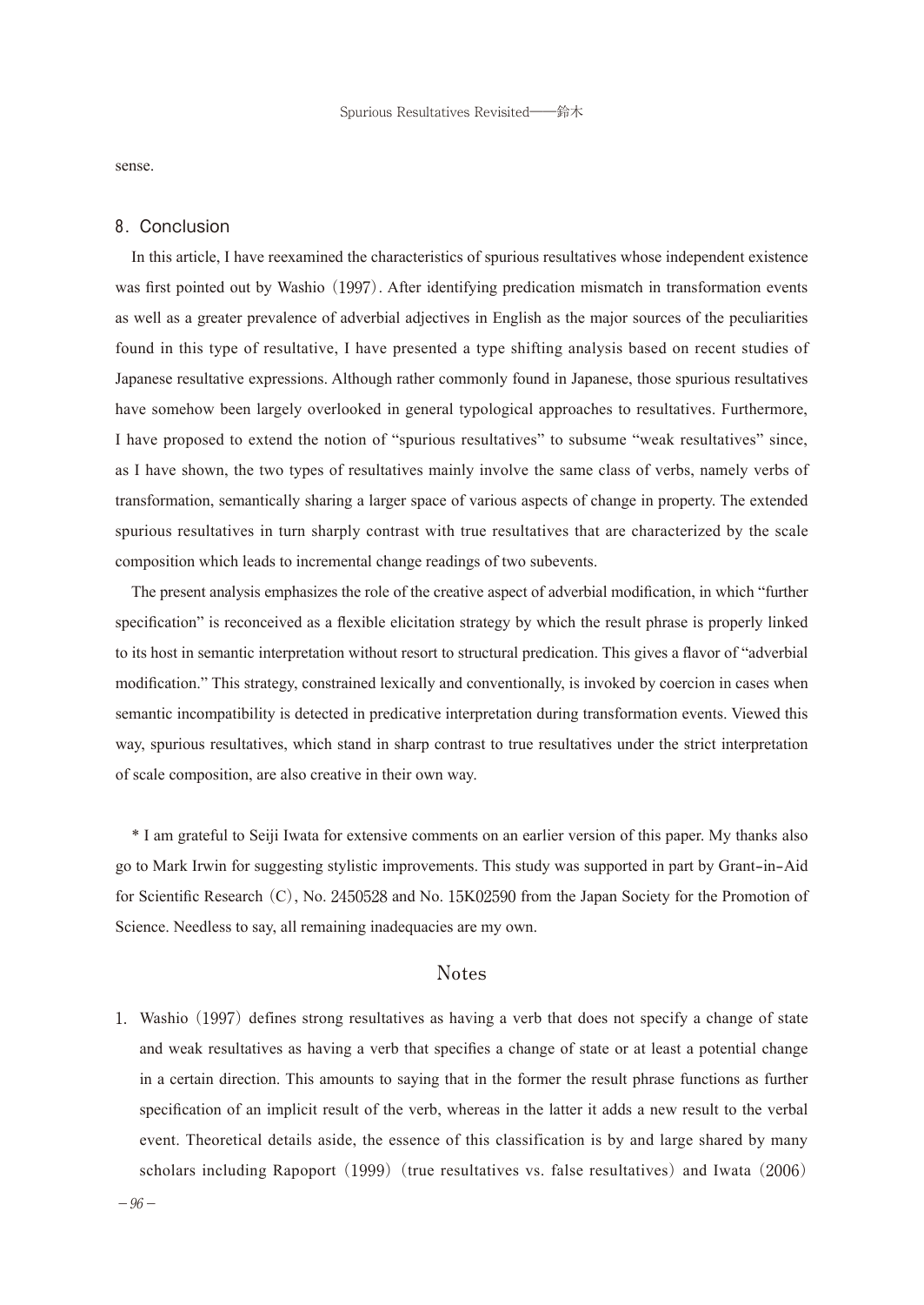sense.

## 8. Conclusion

In this article, I have reexamined the characteristics of spurious resultatives whose independent existence was first pointed out by Washio (1997). After identifying predication mismatch in transformation events as well as a greater prevalence of adverbial adjectives in English as the major sources of the peculiarities found in this type of resultative, I have presented a type shifting analysis based on recent studies of Japanese resultative expressions. Although rather commonly found in Japanese, those spurious resultatives have somehow been largely overlooked in general typological approaches to resultatives. Furthermore, I have proposed to extend the notion of "spurious resultatives" to subsume "weak resultatives" since, as I have shown, the two types of resultatives mainly involve the same class of verbs, namely verbs of transformation, semantically sharing a larger space of various aspects of change in property. The extended spurious resultatives in turn sharply contrast with true resultatives that are characterized by the scale composition which leads to incremental change readings of two subevents.

The present analysis emphasizes the role of the creative aspect of adverbial modification, in which "further specification" is reconceived as a flexible elicitation strategy by which the result phrase is properly linked to its host in semantic interpretation without resort to structural predication. This gives a flavor of "adverbial modification." This strategy, constrained lexically and conventionally, is invoked by coercion in cases when semantic incompatibility is detected in predicative interpretation during transformation events. Viewed this way, spurious resultatives, which stand in sharp contrast to true resultatives under the strict interpretation of scale composition, are also creative in their own way.

\* I am grateful to Seiji Iwata for extensive comments on an earlier version of this paper. My thanks also go to Mark Irwin for suggesting stylistic improvements. This study was supported in part by Grant-in-Aid for Scientific Research (C), No. 2450528 and No. 15K02590 from the Japan Society for the Promotion of Science. Needless to say, all remaining inadequacies are my own.

## Notes

1. Washio (1997) defines strong resultatives as having a verb that does not specify a change of state and weak resultatives as having a verb that specifies a change of state or at least a potential change in a certain direction. This amounts to saying that in the former the result phrase functions as further specification of an implicit result of the verb, whereas in the latter it adds a new result to the verbal event. Theoretical details aside, the essence of this classification is by and large shared by many scholars including Rapoport (1999) (true resultatives vs. false resultatives) and Iwata (2006)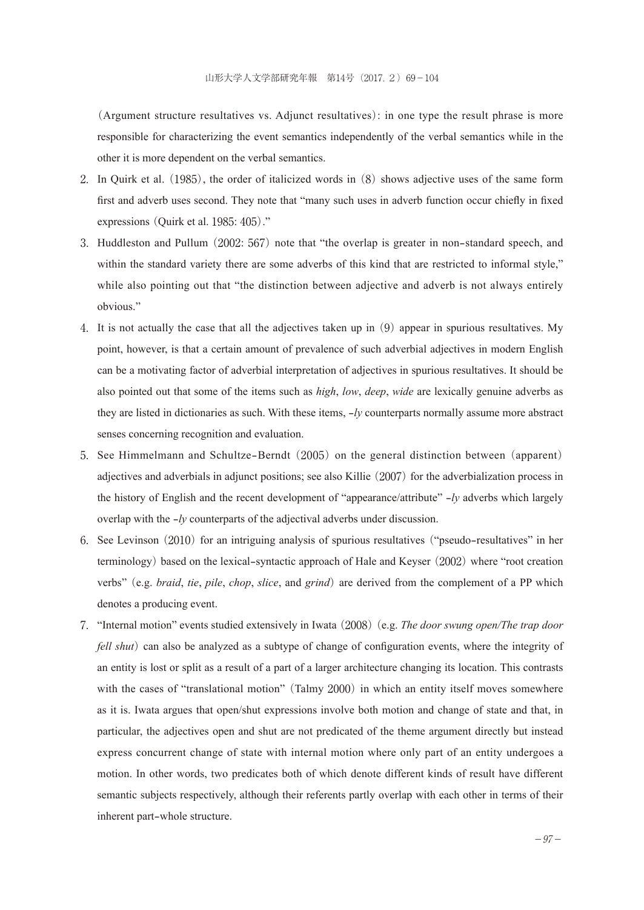(Argument structure resultatives vs. Adjunct resultatives): in one type the result phrase is more responsible for characterizing the event semantics independently of the verbal semantics while in the other it is more dependent on the verbal semantics.

2. In Quirk et al. (1985), the order of italicized words in (8) shows adjective uses of the same form first and adverb uses second. They note that "many such uses in adverb function occur chiefly in fixed expressions (Quirk et al. 1985: 405)."
3. Huddleston and Pullum (2002: 567) note that "the overlap is greater in non-standard speech, and within the standard variety there are some adverbs of this kind that are restricted to informal style," while also pointing out that "the distinction between adjective and adverb is not always entirely obvious."
4. It is not actually the case that all the adjectives taken up in (9) appear in spurious resultatives. My point, however, is that a certain amount of prevalence of such adverbial adjectives in modern English can be a motivating factor of adverbial interpretation of adjectives in spurious resultatives. It should be also pointed out that some of the items such as *high*, *low*, *deep*, *wide* are lexically genuine adverbs as they are listed in dictionaries as such. With these items, -*ly* counterparts normally assume more abstract senses concerning recognition and evaluation.
5. See Himmelmann and Schultze-Berndt (2005) on the general distinction between (apparent) adjectives and adverbials in adjunct positions; see also Killie (2007) for the adverbialization process in the history of English and the recent development of "appearance/attribute" -*ly* adverbs which largely overlap with the -*ly* counterparts of the adjectival adverbs under discussion.
6. See Levinson (2010) for an intriguing analysis of spurious resultatives ("pseudo-resultatives" in her terminology) based on the lexical-syntactic approach of Hale and Keyser (2002) where "root creation verbs" (e.g. *braid*, *tie*, *pile*, *chop*, *slice*, and *grind*) are derived from the complement of a PP which denotes a producing event.
7. "Internal motion" events studied extensively in Iwata (2008) (e.g. *The door swung open/The trap door fell shut*) can also be analyzed as a subtype of change of configuration events, where the integrity of an entity is lost or split as a result of a part of a larger architecture changing its location. This contrasts with the cases of "translational motion" (Talmy 2000) in which an entity itself moves somewhere as it is. Iwata argues that open/shut expressions involve both motion and change of state and that, in particular, the adjectives open and shut are not predicated of the theme argument directly but instead express concurrent change of state with internal motion where only part of an entity undergoes a motion. In other words, two predicates both of which denote different kinds of result have different semantic subjects respectively, although their referents partly overlap with each other in terms of their inherent part-whole structure.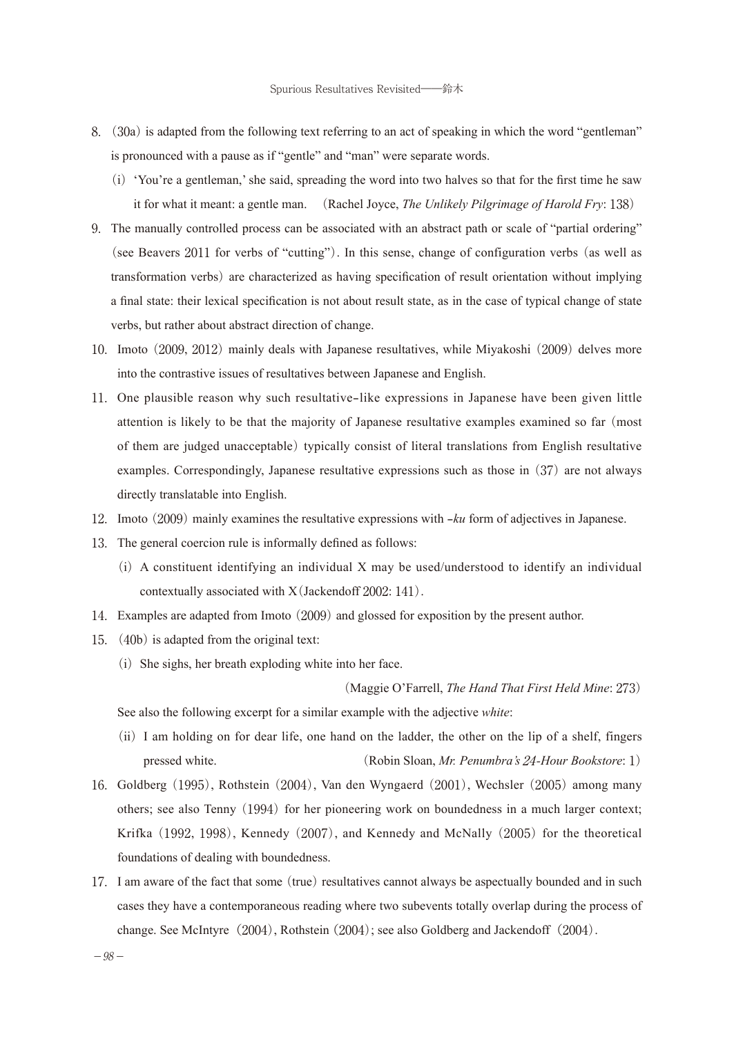8. (30a) is adapted from the following text referring to an act of speaking in which the word "gentleman" is pronounced with a pause as if "gentle" and "man" were separate words.

   (i) 'You're a gentleman,' she said, spreading the word into two halves so that for the first time he saw it for what it meant: a gentle man. (Rachel Joyce, *The Unlikely Pilgrimage of Harold Fry*: 138)

9. The manually controlled process can be associated with an abstract path or scale of "partial ordering" (see Beavers 2011 for verbs of "cutting"). In this sense, change of configuration verbs (as well as transformation verbs) are characterized as having specification of result orientation without implying a final state: their lexical specification is not about result state, as in the case of typical change of state verbs, but rather about abstract direction of change.

10. Imoto (2009, 2012) mainly deals with Japanese resultatives, while Miyakoshi (2009) delves more into the contrastive issues of resultatives between Japanese and English.

11. One plausible reason why such resultative-like expressions in Japanese have been given little attention is likely to be that the majority of Japanese resultative examples examined so far (most of them are judged unacceptable) typically consist of literal translations from English resultative examples. Correspondingly, Japanese resultative expressions such as those in (37) are not always directly translatable into English.

12. Imoto (2009) mainly examines the resultative expressions with *-ku* form of adjectives in Japanese.

13. The general coercion rule is informally defined as follows:

   (i) A constituent identifying an individual X may be used/understood to identify an individual contextually associated with X (Jackendoff 2002: 141).

14. Examples are adapted from Imoto (2009) and glossed for exposition by the present author.

15. (40b) is adapted from the original text:

   (i) She sighs, her breath exploding white into her face.

   (Maggie O'Farrell, *The Hand That First Held Mine*: 273)

   See also the following excerpt for a similar example with the adjective *white*:

   (ii) I am holding on for dear life, one hand on the ladder, the other on the lip of a shelf, fingers pressed white. (Robin Sloan, *Mr. Penumbra's 24-Hour Bookstore*: 1)

16. Goldberg (1995), Rothstein (2004), Van den Wyngaerd (2001), Wechsler (2005) among many others; see also Tenny (1994) for her pioneering work on boundedness in a much larger context; Krifka (1992, 1998), Kennedy (2007), and Kennedy and McNally (2005) for the theoretical foundations of dealing with boundedness.

17. I am aware of the fact that some (true) resultatives cannot always be aspectually bounded and in such cases they have a contemporaneous reading where two subevents totally overlap during the process of change. See McIntyre (2004), Rothstein (2004); see also Goldberg and Jackendoff (2004).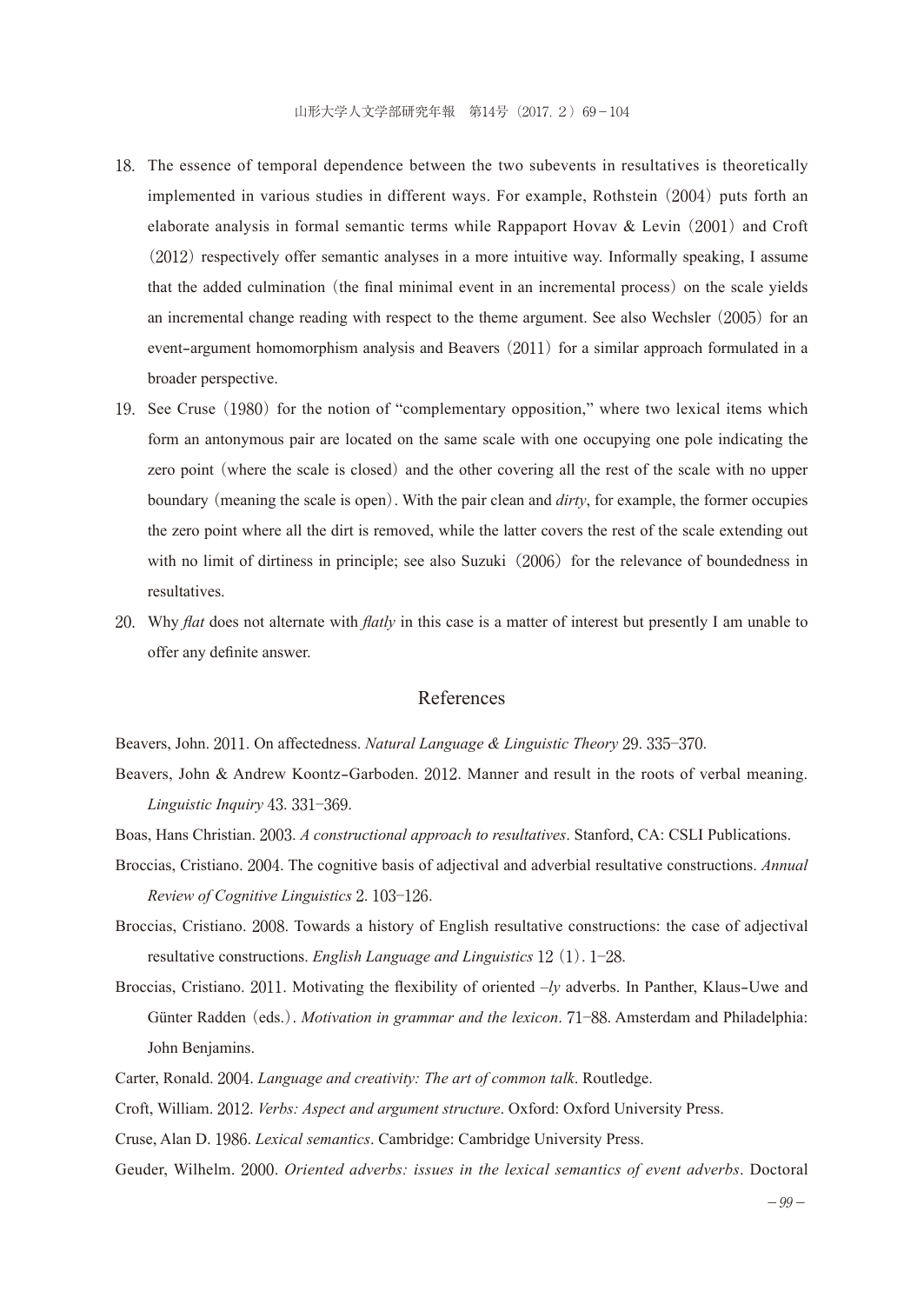18. The essence of temporal dependence between the two subevents in resultatives is theoretically implemented in various studies in different ways. For example, Rothstein (2004) puts forth an elaborate analysis in formal semantic terms while Rappaport Hovav & Levin (2001) and Croft (2012) respectively offer semantic analyses in a more intuitive way. Informally speaking, I assume that the added culmination (the final minimal event in an incremental process) on the scale yields an incremental change reading with respect to the theme argument. See also Wechsler (2005) for an event-argument homomorphism analysis and Beavers (2011) for a similar approach formulated in a broader perspective.
19. See Cruse (1980) for the notion of "complementary opposition," where two lexical items which form an antonymous pair are located on the same scale with one occupying one pole indicating the zero point (where the scale is closed) and the other covering all the rest of the scale with no upper boundary (meaning the scale is open). With the pair clean and *dirty*, for example, the former occupies the zero point where all the dirt is removed, while the latter covers the rest of the scale extending out with no limit of dirtiness in principle; see also Suzuki (2006) for the relevance of boundedness in resultatives.
20. Why *flat* does not alternate with *flatly* in this case is a matter of interest but presently I am unable to offer any definite answer.

## References

Beavers, John. 2011. On affectedness. *Natural Language & Linguistic Theory* 29. 335–370.

Beavers, John & Andrew Koontz-Garboden. 2012. Manner and result in the roots of verbal meaning. *Linguistic Inquiry* 43. 331–369.

Boas, Hans Christian. 2003. *A constructional approach to resultatives*. Stanford, CA: CSLI Publications.

Broccias, Cristiano. 2004. The cognitive basis of adjectival and adverbial resultative constructions. *Annual Review of Cognitive Linguistics* 2. 103–126.

Broccias, Cristiano. 2008. Towards a history of English resultative constructions: the case of adjectival resultative constructions. *English Language and Linguistics* 12 (1). 1–28.

Broccias, Cristiano. 2011. Motivating the flexibility of oriented *–ly* adverbs. In Panther, Klaus-Uwe and Günter Radden (eds.). *Motivation in grammar and the lexicon*. 71–88. Amsterdam and Philadelphia: John Benjamins.

Carter, Ronald. 2004. *Language and creativity: The art of common talk*. Routledge.

Croft, William. 2012. *Verbs: Aspect and argument structure*. Oxford: Oxford University Press.

Cruse, Alan D. 1986. *Lexical semantics*. Cambridge: Cambridge University Press.

Geuder, Wilhelm. 2000. *Oriented adverbs: issues in the lexical semantics of event adverbs*. Doctoral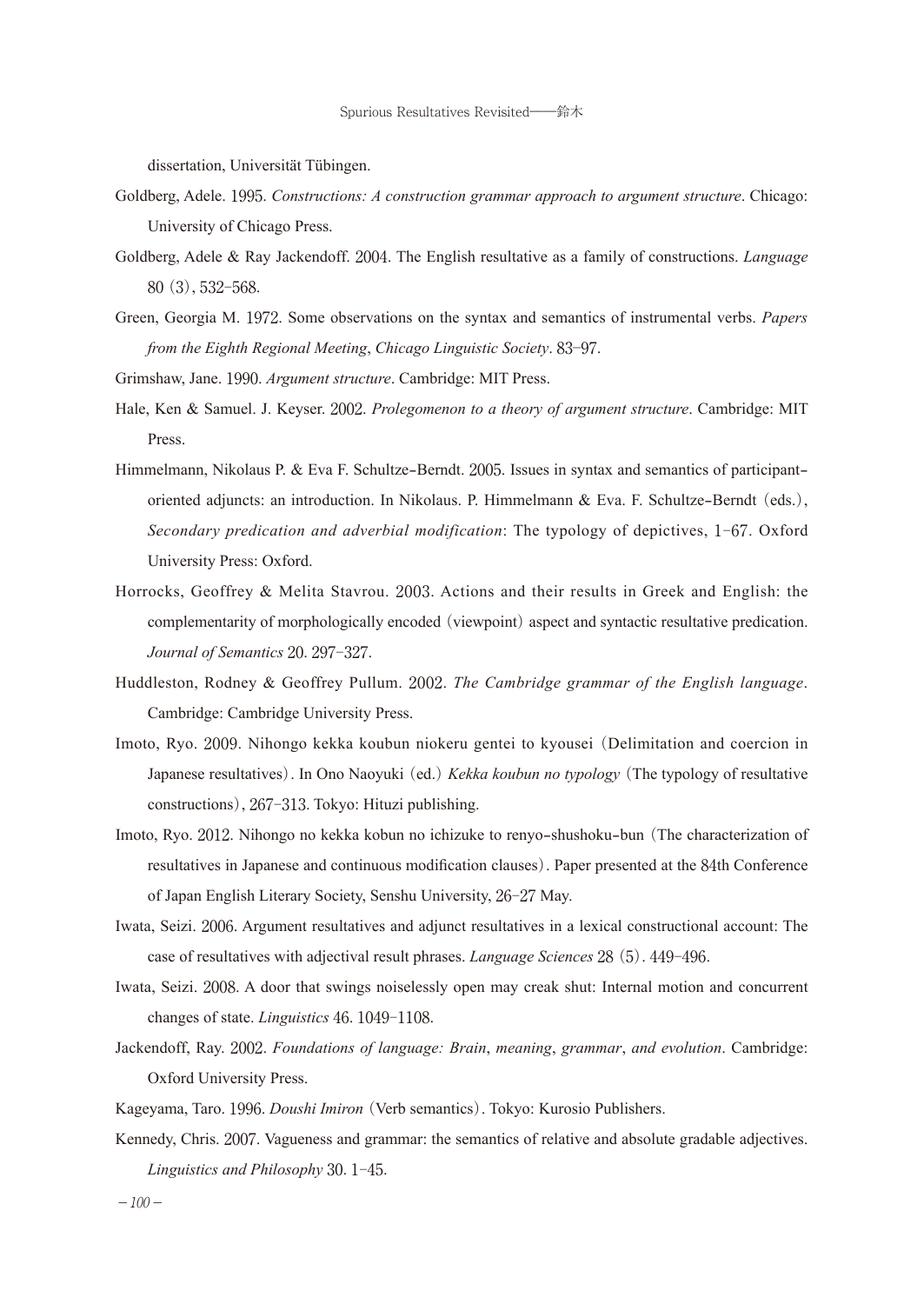dissertation, Universität Tübingen.

Goldberg, Adele. 1995. *Constructions: A construction grammar approach to argument structure*. Chicago: University of Chicago Press.

Goldberg, Adele & Ray Jackendoff. 2004. The English resultative as a family of constructions. *Language* 80 (3), 532–568.

Green, Georgia M. 1972. Some observations on the syntax and semantics of instrumental verbs. *Papers from the Eighth Regional Meeting*, *Chicago Linguistic Society*. 83–97.

Grimshaw, Jane. 1990. *Argument structure*. Cambridge: MIT Press.

Hale, Ken & Samuel. J. Keyser. 2002. *Prolegomenon to a theory of argument structure*. Cambridge: MIT Press.

Himmelmann, Nikolaus P. & Eva F. Schultze-Berndt. 2005. Issues in syntax and semantics of participant-oriented adjuncts: an introduction. In Nikolaus. P. Himmelmann & Eva. F. Schultze-Berndt (eds.), *Secondary predication and adverbial modification*: The typology of depictives, 1–67. Oxford University Press: Oxford.

Horrocks, Geoffrey & Melita Stavrou. 2003. Actions and their results in Greek and English: the complementarity of morphologically encoded (viewpoint) aspect and syntactic resultative predication. *Journal of Semantics* 20. 297–327.

Huddleston, Rodney & Geoffrey Pullum. 2002. *The Cambridge grammar of the English language*. Cambridge: Cambridge University Press.

Imoto, Ryo. 2009. Nihongo kekka koubun niokeru gentei to kyousei (Delimitation and coercion in Japanese resultatives). In Ono Naoyuki (ed.) *Kekka koubun no typology* (The typology of resultative constructions), 267–313. Tokyo: Hituzi publishing.

Imoto, Ryo. 2012. Nihongo no kekka kobun no ichizuke to renyo-shushoku-bun (The characterization of resultatives in Japanese and continuous modification clauses). Paper presented at the 84th Conference of Japan English Literary Society, Senshu University, 26–27 May.

Iwata, Seizi. 2006. Argument resultatives and adjunct resultatives in a lexical constructional account: The case of resultatives with adjectival result phrases. *Language Sciences* 28 (5). 449–496.

Iwata, Seizi. 2008. A door that swings noiselessly open may creak shut: Internal motion and concurrent changes of state. *Linguistics* 46. 1049–1108.

Jackendoff, Ray. 2002. *Foundations of language: Brain*, *meaning*, *grammar*, *and evolution*. Cambridge: Oxford University Press.

Kageyama, Taro. 1996. *Doushi Imiron* (Verb semantics). Tokyo: Kurosio Publishers.

Kennedy, Chris. 2007. Vagueness and grammar: the semantics of relative and absolute gradable adjectives. *Linguistics and Philosophy* 30. 1–45.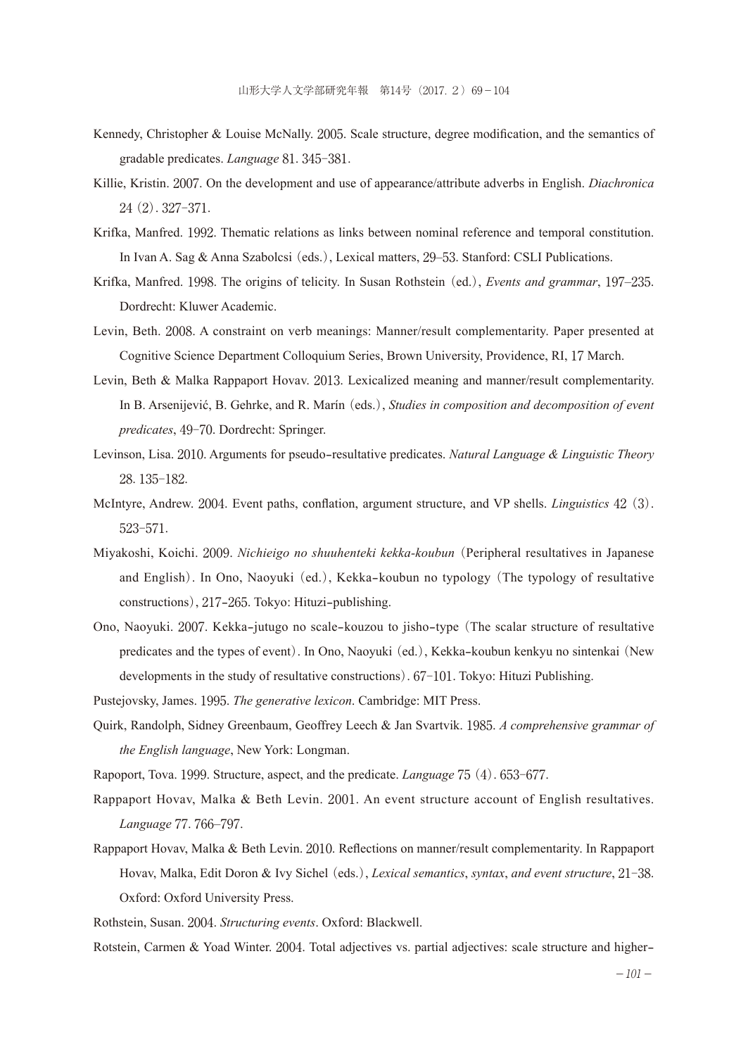Kennedy, Christopher & Louise McNally. 2005. Scale structure, degree modification, and the semantics of gradable predicates. *Language* 81. 345-381.

Killie, Kristin. 2007. On the development and use of appearance/attribute adverbs in English. *Diachronica* 24 (2). 327-371.

Krifka, Manfred. 1992. Thematic relations as links between nominal reference and temporal constitution. In Ivan A. Sag & Anna Szabolcsi (eds.), Lexical matters, 29–53. Stanford: CSLI Publications.

Krifka, Manfred. 1998. The origins of telicity. In Susan Rothstein (ed.), *Events and grammar*, 197–235. Dordrecht: Kluwer Academic.

Levin, Beth. 2008. A constraint on verb meanings: Manner/result complementarity. Paper presented at Cognitive Science Department Colloquium Series, Brown University, Providence, RI, 17 March.

Levin, Beth & Malka Rappaport Hovav. 2013. Lexicalized meaning and manner/result complementarity. In B. Arsenijević, B. Gehrke, and R. Marín (eds.), *Studies in composition and decomposition of event predicates*, 49-70. Dordrecht: Springer.

Levinson, Lisa. 2010. Arguments for pseudo-resultative predicates. *Natural Language & Linguistic Theory* 28. 135-182.

McIntyre, Andrew. 2004. Event paths, conflation, argument structure, and VP shells. *Linguistics* 42 (3). 523-571.

Miyakoshi, Koichi. 2009. *Nichieigo no shuuhenteki kekka-koubun* (Peripheral resultatives in Japanese and English). In Ono, Naoyuki (ed.), Kekka-koubun no typology (The typology of resultative constructions), 217-265. Tokyo: Hituzi-publishing.

Ono, Naoyuki. 2007. Kekka-jutugo no scale-kouzou to jisho-type (The scalar structure of resultative predicates and the types of event). In Ono, Naoyuki (ed.), Kekka-koubun kenkyu no sintenkai (New developments in the study of resultative constructions). 67-101. Tokyo: Hituzi Publishing.

Pustejovsky, James. 1995. *The generative lexicon*. Cambridge: MIT Press.

Quirk, Randolph, Sidney Greenbaum, Geoffrey Leech & Jan Svartvik. 1985. *A comprehensive grammar of the English language*, New York: Longman.

Rapoport, Tova. 1999. Structure, aspect, and the predicate. *Language* 75 (4). 653-677.

Rappaport Hovav, Malka & Beth Levin. 2001. An event structure account of English resultatives. *Language* 77. 766–797.

Rappaport Hovav, Malka & Beth Levin. 2010. Reflections on manner/result complementarity. In Rappaport Hovav, Malka, Edit Doron & Ivy Sichel (eds.), *Lexical semantics*, *syntax*, *and event structure*, 21-38. Oxford: Oxford University Press.

Rothstein, Susan. 2004. *Structuring events*. Oxford: Blackwell.

Rotstein, Carmen & Yoad Winter. 2004. Total adjectives vs. partial adjectives: scale structure and higher-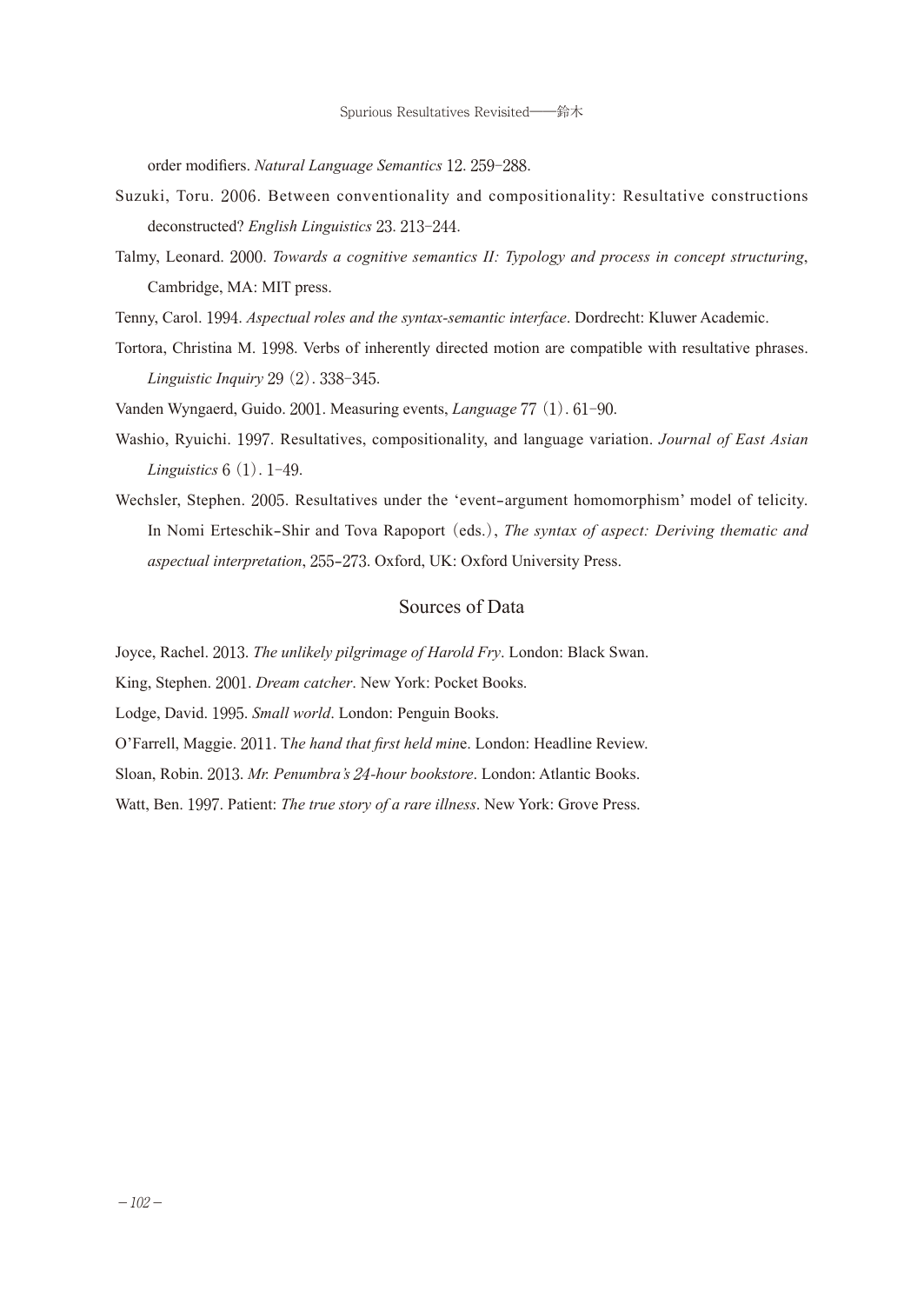order modifiers. *Natural Language Semantics* 12. 259–288.

Suzuki, Toru. 2006. Between conventionality and compositionality: Resultative constructions deconstructed? *English Linguistics* 23. 213–244.

Talmy, Leonard. 2000. *Towards a cognitive semantics II: Typology and process in concept structuring*, Cambridge, MA: MIT press.

Tenny, Carol. 1994. *Aspectual roles and the syntax-semantic interface*. Dordrecht: Kluwer Academic.

Tortora, Christina M. 1998. Verbs of inherently directed motion are compatible with resultative phrases. *Linguistic Inquiry* 29 (2). 338–345.

Vanden Wyngaerd, Guido. 2001. Measuring events, *Language* 77 (1). 61–90.

Washio, Ryuichi. 1997. Resultatives, compositionality, and language variation. *Journal of East Asian Linguistics* 6 (1). 1–49.

Wechsler, Stephen. 2005. Resultatives under the 'event-argument homomorphism' model of telicity. In Nomi Erteschik-Shir and Tova Rapoport (eds.), *The syntax of aspect: Deriving thematic and aspectual interpretation*, 255–273. Oxford, UK: Oxford University Press.

## Sources of Data

Joyce, Rachel. 2013. *The unlikely pilgrimage of Harold Fry*. London: Black Swan.

King, Stephen. 2001. *Dream catcher*. New York: Pocket Books.

Lodge, David. 1995. *Small world*. London: Penguin Books.

O'Farrell, Maggie. 2011. T*he hand that first held min*e. London: Headline Review.

Sloan, Robin. 2013. *Mr. Penumbra's 24-hour bookstore*. London: Atlantic Books.

Watt, Ben. 1997. Patient: *The true story of a rare illness*. New York: Grove Press.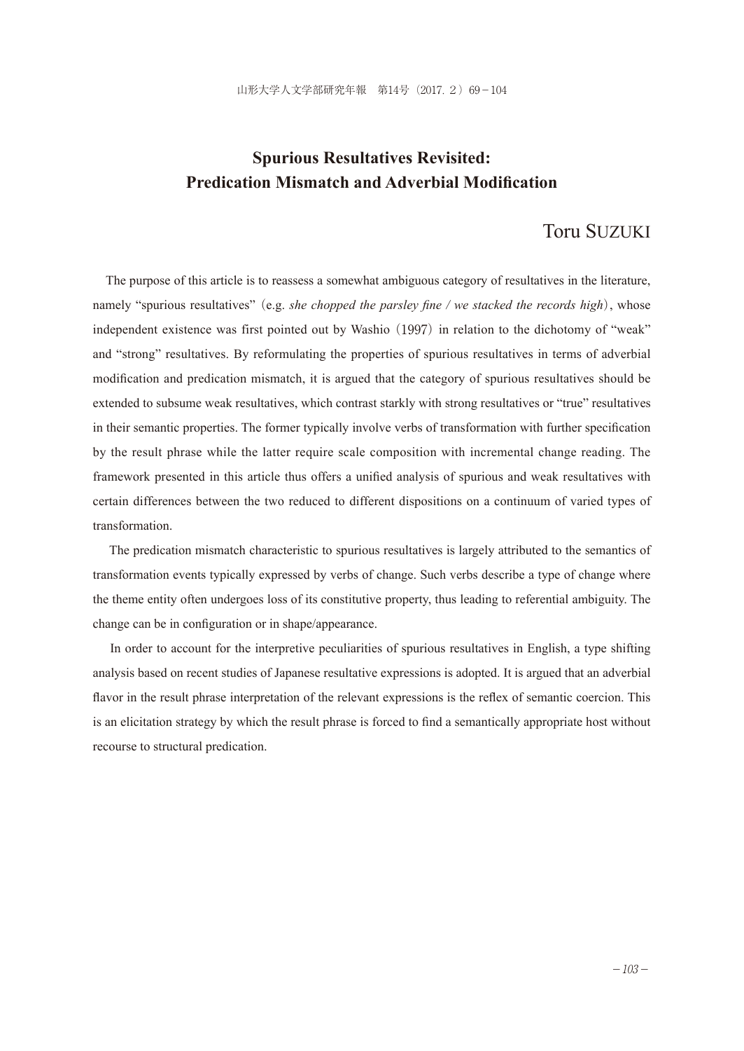# Spurious Resultatives Revisited: Predication Mismatch and Adverbial Modification

## Toru SUZUKI

The purpose of this article is to reassess a somewhat ambiguous category of resultatives in the literature, namely "spurious resultatives" (e.g. *she chopped the parsley fine / we stacked the records high*), whose independent existence was first pointed out by Washio (1997) in relation to the dichotomy of "weak" and "strong" resultatives. By reformulating the properties of spurious resultatives in terms of adverbial modification and predication mismatch, it is argued that the category of spurious resultatives should be extended to subsume weak resultatives, which contrast starkly with strong resultatives or "true" resultatives in their semantic properties. The former typically involve verbs of transformation with further specification by the result phrase while the latter require scale composition with incremental change reading. The framework presented in this article thus offers a unified analysis of spurious and weak resultatives with certain differences between the two reduced to different dispositions on a continuum of varied types of transformation.

The predication mismatch characteristic to spurious resultatives is largely attributed to the semantics of transformation events typically expressed by verbs of change. Such verbs describe a type of change where the theme entity often undergoes loss of its constitutive property, thus leading to referential ambiguity. The change can be in configuration or in shape/appearance.

In order to account for the interpretive peculiarities of spurious resultatives in English, a type shifting analysis based on recent studies of Japanese resultative expressions is adopted. It is argued that an adverbial flavor in the result phrase interpretation of the relevant expressions is the reflex of semantic coercion. This is an elicitation strategy by which the result phrase is forced to find a semantically appropriate host without recourse to structural predication.